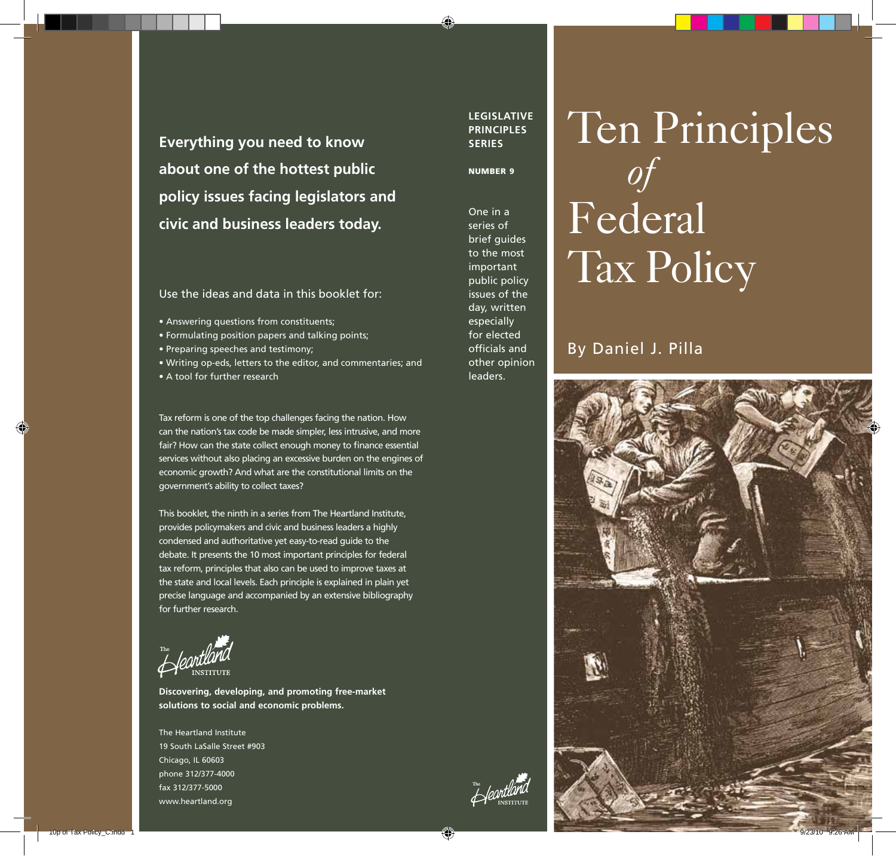# Ten Principles *of* Federal Tax Policy

By Daniel J. Pilla

**LEGISLATIVE PRINCIPLES SERIES**

**NUMBER 9**

One in a series of brief guides to the most important public policy issues of the day, written especially for elected officials and other opinion leaders.

**Everything you need to know about one of the hottest public policy issues facing legislators and civic and business leaders today.**

Use the ideas and data in this booklet for:

- Answering questions from constituents;
- Formulating position papers and talking points;
- Preparing speeches and testimony;
- Writing op-eds, letters to the editor, and commentaries; and
- A tool for further research

Tax reform is one of the top challenges facing the nation. How can the nation's tax code be made simpler, less intrusive, and more fair? How can the state collect enough money to finance essential services without also placing an excessive burden on the engines of economic growth? And what are the constitutional limits on the government's ability to collect taxes?

This booklet, the ninth in a series from The Heartland Institute, provides policymakers and civic and business leaders a highly condensed and authoritative yet easy-to-read guide to the debate. It presents the 10 most important principles for federal tax reform, principles that also can be used to improve taxes at the state and local levels. Each principle is explained in plain yet precise language and accompanied by an extensive bibliography for further research.

The Heartland Institute

**Discovering, developing, and promoting free-market solutions to social and economic problems.**

The Heartland Institute
19 South LaSalle Street #903
Chicago, IL 60603
phone 312/377-4000
fax 312/377-5000
www.heartland.org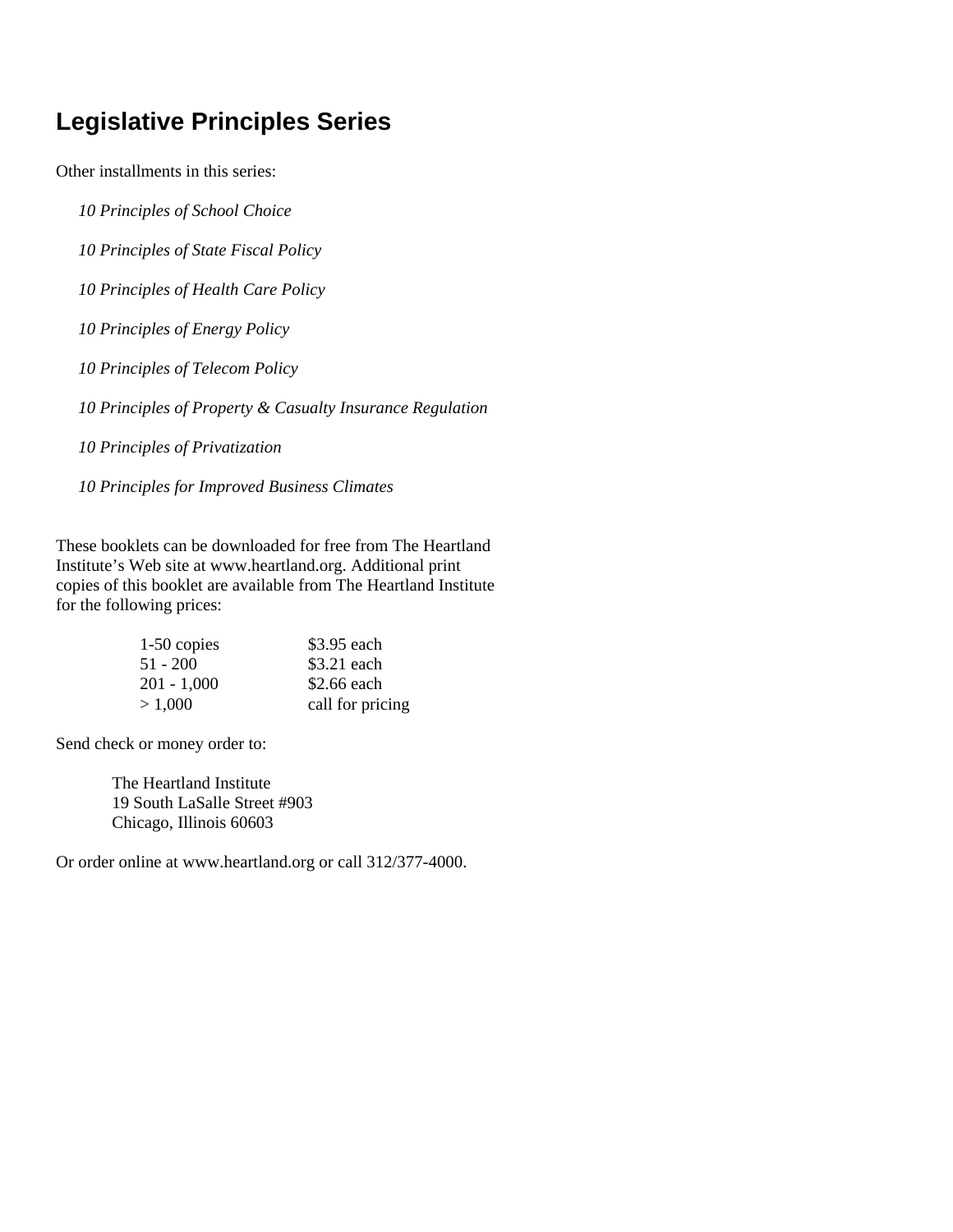## Legislative Principles Series

Other installments in this series:

*10 Principles of School Choice*

*10 Principles of State Fiscal Policy*

*10 Principles of Health Care Policy*

*10 Principles of Energy Policy*

*10 Principles of Telecom Policy*

*10 Principles of Property & Casualty Insurance Regulation*

*10 Principles of Privatization*

*10 Principles for Improved Business Climates*

These booklets can be downloaded for free from The Heartland Institute's Web site at www.heartland.org. Additional print copies of this booklet are available from The Heartland Institute for the following prices:

| | |
|---|---|
| 1-50 copies | $3.95 each |
| 51 - 200 | $3.21 each |
| 201 - 1,000 | $2.66 each |
| > 1,000 | call for pricing |

Send check or money order to:

The Heartland Institute
19 South LaSalle Street #903
Chicago, Illinois 60603

Or order online at www.heartland.org or call 312/377-4000.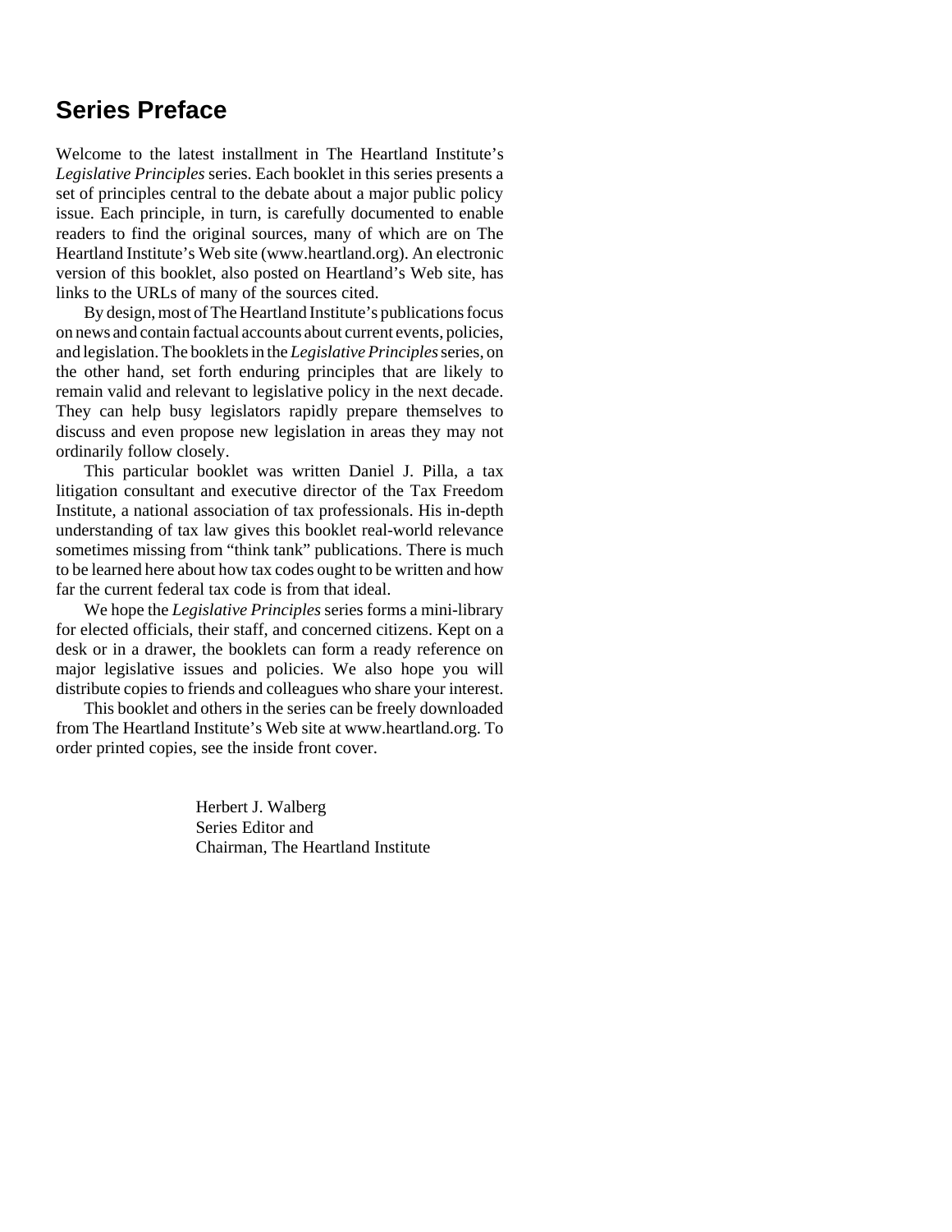## Series Preface

Welcome to the latest installment in The Heartland Institute's *Legislative Principles* series. Each booklet in this series presents a set of principles central to the debate about a major public policy issue. Each principle, in turn, is carefully documented to enable readers to find the original sources, many of which are on The Heartland Institute's Web site (www.heartland.org). An electronic version of this booklet, also posted on Heartland's Web site, has links to the URLs of many of the sources cited.

By design, most of The Heartland Institute's publications focus on news and contain factual accounts about current events, policies, and legislation. The booklets in the *Legislative Principles* series, on the other hand, set forth enduring principles that are likely to remain valid and relevant to legislative policy in the next decade. They can help busy legislators rapidly prepare themselves to discuss and even propose new legislation in areas they may not ordinarily follow closely.

This particular booklet was written Daniel J. Pilla, a tax litigation consultant and executive director of the Tax Freedom Institute, a national association of tax professionals. His in-depth understanding of tax law gives this booklet real-world relevance sometimes missing from "think tank" publications. There is much to be learned here about how tax codes ought to be written and how far the current federal tax code is from that ideal.

We hope the *Legislative Principles* series forms a mini-library for elected officials, their staff, and concerned citizens. Kept on a desk or in a drawer, the booklets can form a ready reference on major legislative issues and policies. We also hope you will distribute copies to friends and colleagues who share your interest.

This booklet and others in the series can be freely downloaded from The Heartland Institute's Web site at www.heartland.org. To order printed copies, see the inside front cover.

Herbert J. Walberg
Series Editor and
Chairman, The Heartland Institute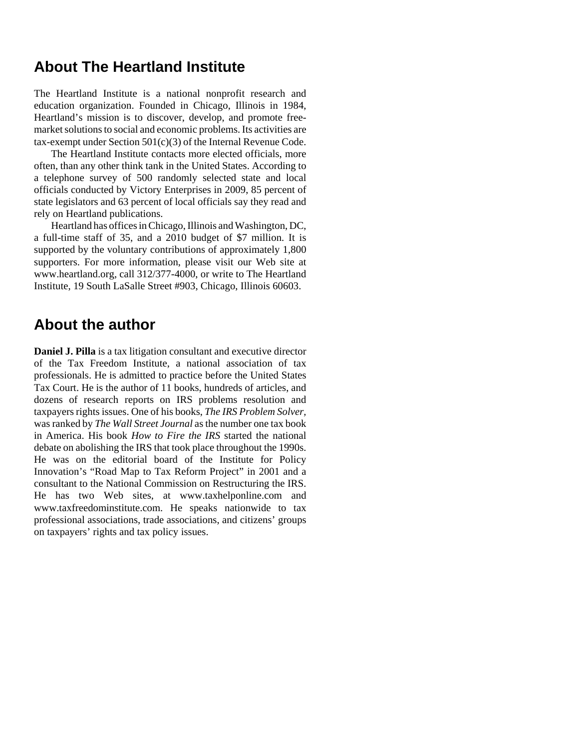## About The Heartland Institute

The Heartland Institute is a national nonprofit research and education organization. Founded in Chicago, Illinois in 1984, Heartland's mission is to discover, develop, and promote free-market solutions to social and economic problems. Its activities are tax-exempt under Section 501(c)(3) of the Internal Revenue Code.

The Heartland Institute contacts more elected officials, more often, than any other think tank in the United States. According to a telephone survey of 500 randomly selected state and local officials conducted by Victory Enterprises in 2009, 85 percent of state legislators and 63 percent of local officials say they read and rely on Heartland publications.

Heartland has offices in Chicago, Illinois and Washington, DC, a full-time staff of 35, and a 2010 budget of $7 million. It is supported by the voluntary contributions of approximately 1,800 supporters. For more information, please visit our Web site at www.heartland.org, call 312/377-4000, or write to The Heartland Institute, 19 South LaSalle Street #903, Chicago, Illinois 60603.

## About the author

**Daniel J. Pilla** is a tax litigation consultant and executive director of the Tax Freedom Institute, a national association of tax professionals. He is admitted to practice before the United States Tax Court. He is the author of 11 books, hundreds of articles, and dozens of research reports on IRS problems resolution and taxpayers rights issues. One of his books, *The IRS Problem Solver,* was ranked by *The Wall Street Journal* as the number one tax book in America. His book *How to Fire the IRS* started the national debate on abolishing the IRS that took place throughout the 1990s. He was on the editorial board of the Institute for Policy Innovation's "Road Map to Tax Reform Project" in 2001 and a consultant to the National Commission on Restructuring the IRS. He has two Web sites, at www.taxhelponline.com and www.taxfreedominstitute.com. He speaks nationwide to tax professional associations, trade associations, and citizens' groups on taxpayers' rights and tax policy issues.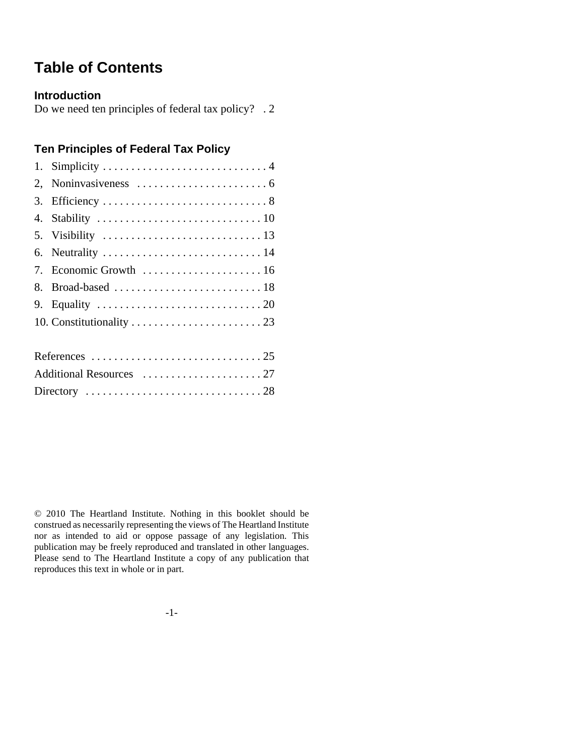# Table of Contents

### Introduction

Do we need ten principles of federal tax policy? . 2

### Ten Principles of Federal Tax Policy

1. Simplicity . . . . . . . . . . . . . . . . . . . . . . . . . . . . . 4
2, Noninvasiveness . . . . . . . . . . . . . . . . . . . . . . . 6
3. Efficiency . . . . . . . . . . . . . . . . . . . . . . . . . . . . . 8
4. Stability . . . . . . . . . . . . . . . . . . . . . . . . . . . . . 10
5. Visibility . . . . . . . . . . . . . . . . . . . . . . . . . . . . 13
6. Neutrality . . . . . . . . . . . . . . . . . . . . . . . . . . . . 14
7. Economic Growth . . . . . . . . . . . . . . . . . . . . . 16
8. Broad-based . . . . . . . . . . . . . . . . . . . . . . . . . . 18
9. Equality . . . . . . . . . . . . . . . . . . . . . . . . . . . . . 20
10. Constitutionality . . . . . . . . . . . . . . . . . . . . . . . 23

References . . . . . . . . . . . . . . . . . . . . . . . . . . . . . . 25
Additional Resources . . . . . . . . . . . . . . . . . . . . . 27
Directory . . . . . . . . . . . . . . . . . . . . . . . . . . . . . . . 28

© 2010 The Heartland Institute. Nothing in this booklet should be construed as necessarily representing the views of The Heartland Institute nor as intended to aid or oppose passage of any legislation. This publication may be freely reproduced and translated in other languages. Please send to The Heartland Institute a copy of any publication that reproduces this text in whole or in part.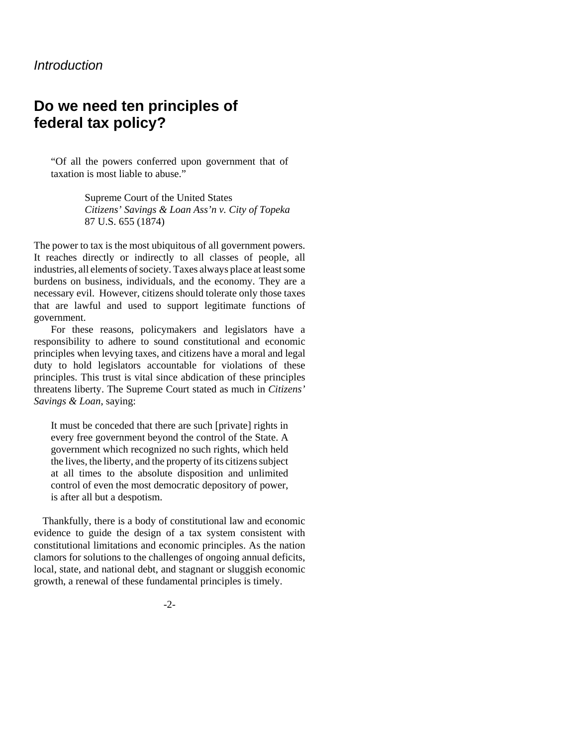*Introduction*

# Do we need ten principles of federal tax policy?

> "Of all the powers conferred upon government that of taxation is most liable to abuse."
>
> Supreme Court of the United States
> *Citizens' Savings & Loan Ass'n v. City of Topeka*
> 87 U.S. 655 (1874)

The power to tax is the most ubiquitous of all government powers. It reaches directly or indirectly to all classes of people, all industries, all elements of society. Taxes always place at least some burdens on business, individuals, and the economy. They are a necessary evil. However, citizens should tolerate only those taxes that are lawful and used to support legitimate functions of government.

For these reasons, policymakers and legislators have a responsibility to adhere to sound constitutional and economic principles when levying taxes, and citizens have a moral and legal duty to hold legislators accountable for violations of these principles. This trust is vital since abdication of these principles threatens liberty. The Supreme Court stated as much in *Citizens' Savings & Loan*, saying:

> It must be conceded that there are such [private] rights in every free government beyond the control of the State. A government which recognized no such rights, which held the lives, the liberty, and the property of its citizens subject at all times to the absolute disposition and unlimited control of even the most democratic depository of power, is after all but a despotism.

Thankfully, there is a body of constitutional law and economic evidence to guide the design of a tax system consistent with constitutional limitations and economic principles. As the nation clamors for solutions to the challenges of ongoing annual deficits, local, state, and national debt, and stagnant or sluggish economic growth, a renewal of these fundamental principles is timely.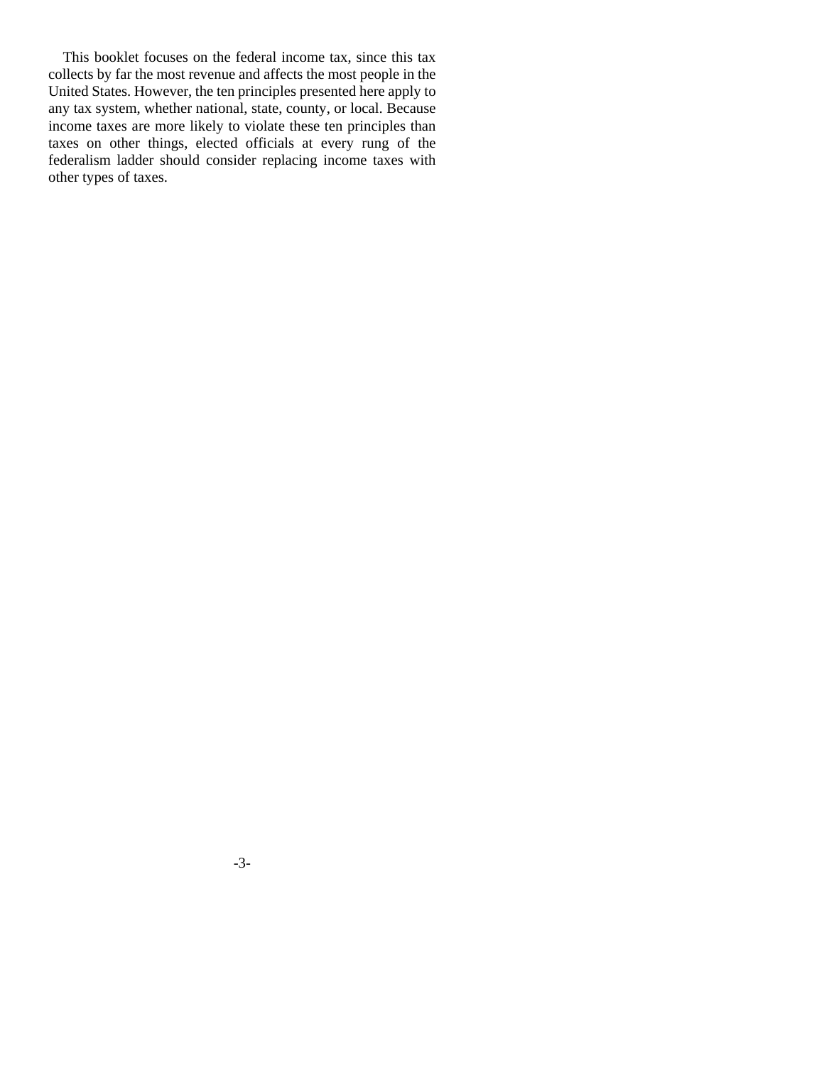This booklet focuses on the federal income tax, since this tax collects by far the most revenue and affects the most people in the United States. However, the ten principles presented here apply to any tax system, whether national, state, county, or local. Because income taxes are more likely to violate these ten principles than taxes on other things, elected officials at every rung of the federalism ladder should consider replacing income taxes with other types of taxes.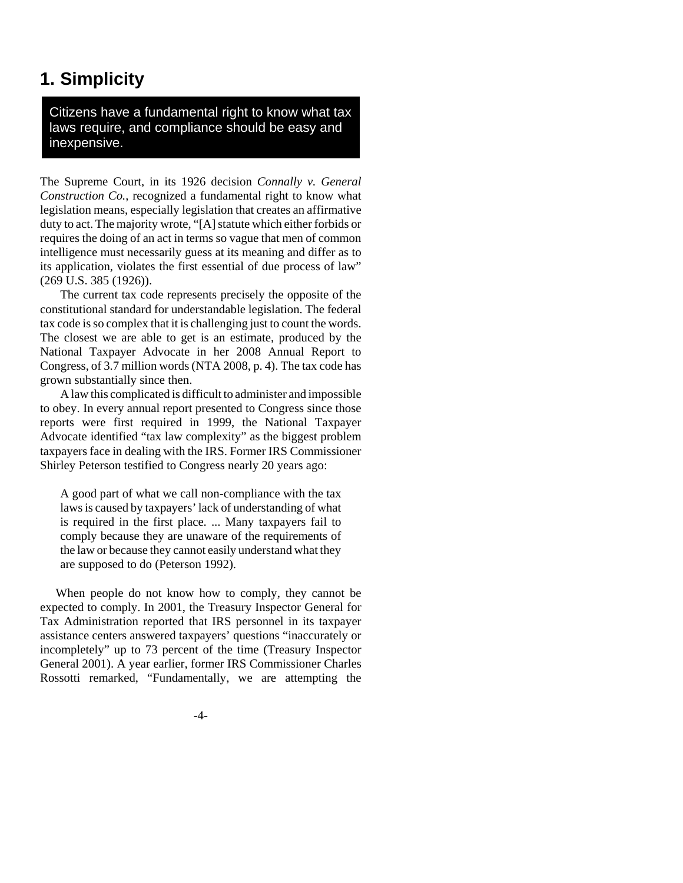## 1. Simplicity

**Citizens have a fundamental right to know what tax laws require, and compliance should be easy and inexpensive.**

The Supreme Court, in its 1926 decision *Connally v. General Construction Co.*, recognized a fundamental right to know what legislation means, especially legislation that creates an affirmative duty to act. The majority wrote, "[A] statute which either forbids or requires the doing of an act in terms so vague that men of common intelligence must necessarily guess at its meaning and differ as to its application, violates the first essential of due process of law" (269 U.S. 385 (1926)).

The current tax code represents precisely the opposite of the constitutional standard for understandable legislation. The federal tax code is so complex that it is challenging just to count the words. The closest we are able to get is an estimate, produced by the National Taxpayer Advocate in her 2008 Annual Report to Congress, of 3.7 million words (NTA 2008, p. 4). The tax code has grown substantially since then.

A law this complicated is difficult to administer and impossible to obey. In every annual report presented to Congress since those reports were first required in 1999, the National Taxpayer Advocate identified "tax law complexity" as the biggest problem taxpayers face in dealing with the IRS. Former IRS Commissioner Shirley Peterson testified to Congress nearly 20 years ago:

> A good part of what we call non-compliance with the tax laws is caused by taxpayers' lack of understanding of what is required in the first place. ... Many taxpayers fail to comply because they are unaware of the requirements of the law or because they cannot easily understand what they are supposed to do (Peterson 1992).

When people do not know how to comply, they cannot be expected to comply. In 2001, the Treasury Inspector General for Tax Administration reported that IRS personnel in its taxpayer assistance centers answered taxpayers' questions "inaccurately or incompletely" up to 73 percent of the time (Treasury Inspector General 2001). A year earlier, former IRS Commissioner Charles Rossotti remarked, "Fundamentally, we are attempting the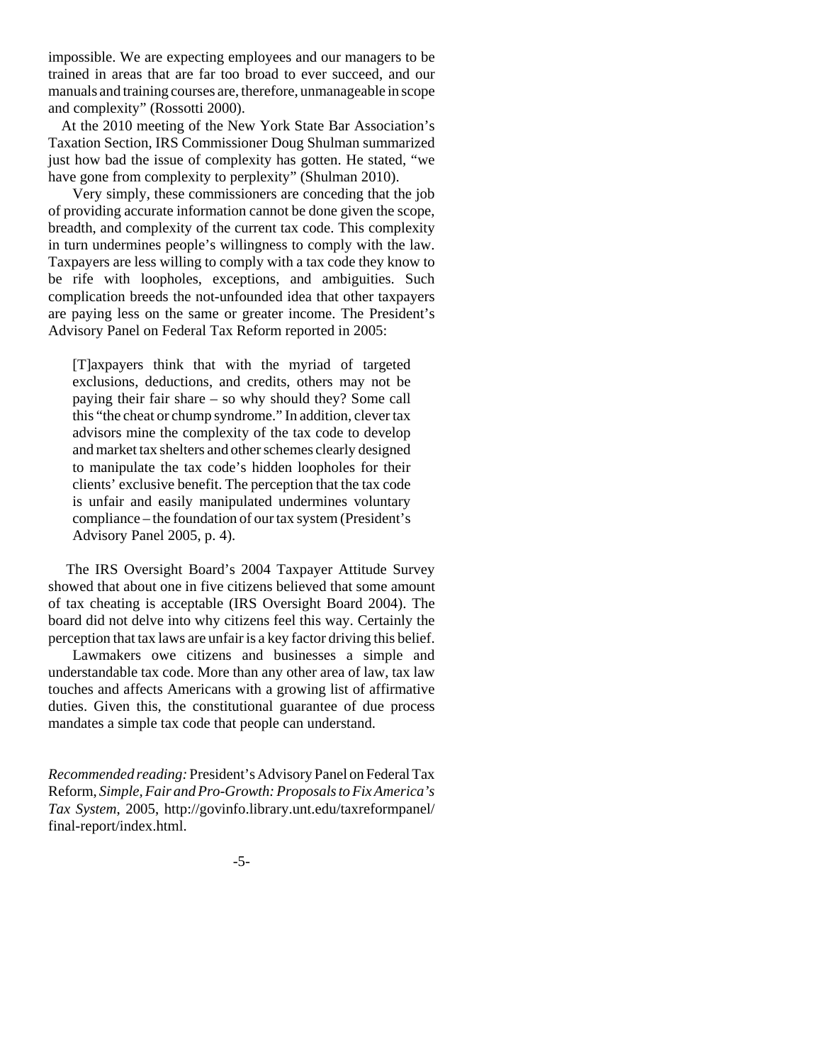impossible. We are expecting employees and our managers to be trained in areas that are far too broad to ever succeed, and our manuals and training courses are, therefore, unmanageable in scope and complexity" (Rossotti 2000).

At the 2010 meeting of the New York State Bar Association's Taxation Section, IRS Commissioner Doug Shulman summarized just how bad the issue of complexity has gotten. He stated, "we have gone from complexity to perplexity" (Shulman 2010).

Very simply, these commissioners are conceding that the job of providing accurate information cannot be done given the scope, breadth, and complexity of the current tax code. This complexity in turn undermines people's willingness to comply with the law. Taxpayers are less willing to comply with a tax code they know to be rife with loopholes, exceptions, and ambiguities. Such complication breeds the not-unfounded idea that other taxpayers are paying less on the same or greater income. The President's Advisory Panel on Federal Tax Reform reported in 2005:

> [T]axpayers think that with the myriad of targeted exclusions, deductions, and credits, others may not be paying their fair share – so why should they? Some call this "the cheat or chump syndrome." In addition, clever tax advisors mine the complexity of the tax code to develop and market tax shelters and other schemes clearly designed to manipulate the tax code's hidden loopholes for their clients' exclusive benefit. The perception that the tax code is unfair and easily manipulated undermines voluntary compliance – the foundation of our tax system (President's Advisory Panel 2005, p. 4).

The IRS Oversight Board's 2004 Taxpayer Attitude Survey showed that about one in five citizens believed that some amount of tax cheating is acceptable (IRS Oversight Board 2004). The board did not delve into why citizens feel this way. Certainly the perception that tax laws are unfair is a key factor driving this belief.

Lawmakers owe citizens and businesses a simple and understandable tax code. More than any other area of law, tax law touches and affects Americans with a growing list of affirmative duties. Given this, the constitutional guarantee of due process mandates a simple tax code that people can understand.

*Recommended reading:* President's Advisory Panel on Federal Tax Reform, *Simple, Fair and Pro-Growth: Proposals to Fix America's Tax System*, 2005, http://govinfo.library.unt.edu/taxreformpanel/final-report/index.html.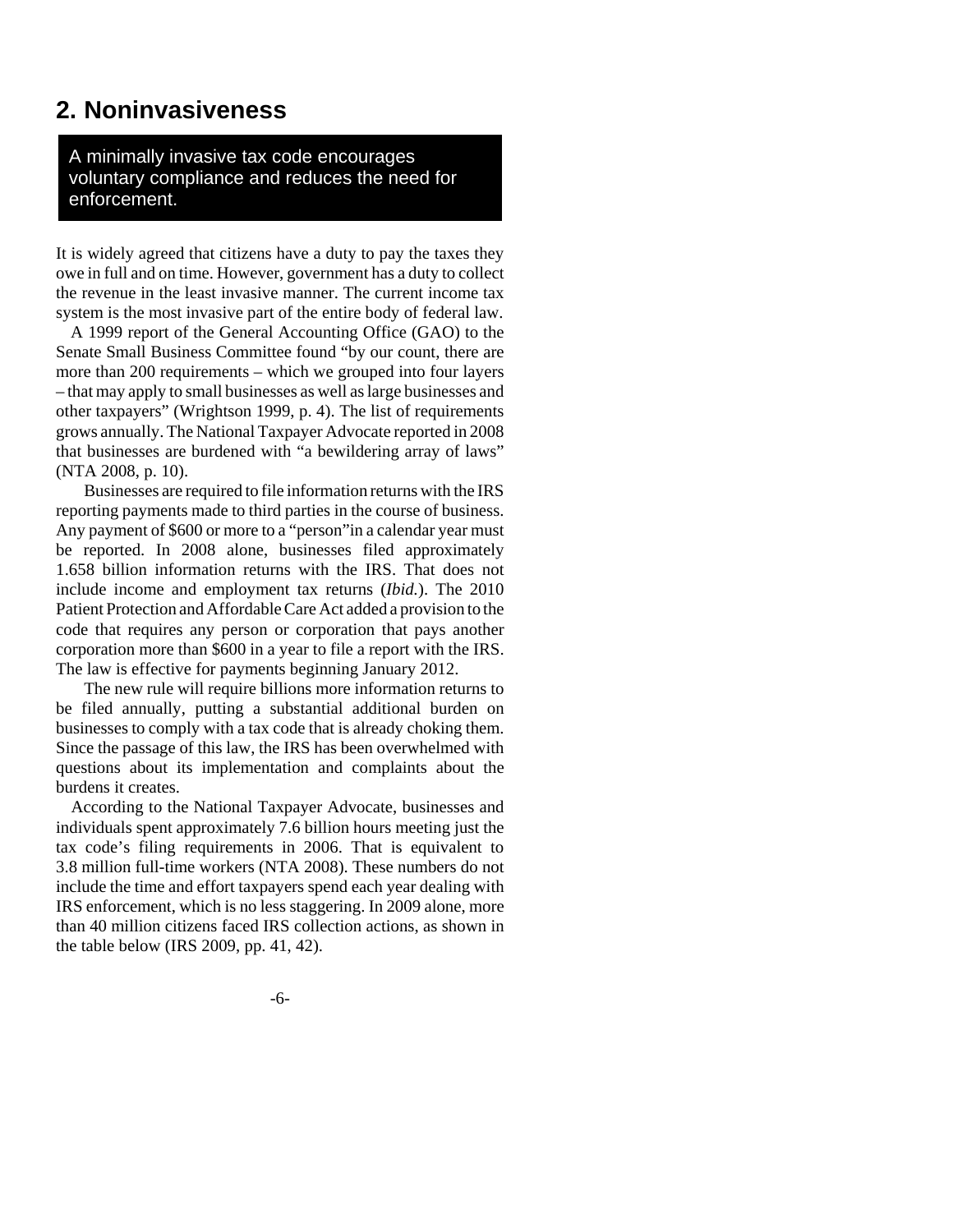## 2. Noninvasiveness

> A minimally invasive tax code encourages voluntary compliance and reduces the need for enforcement.

It is widely agreed that citizens have a duty to pay the taxes they owe in full and on time. However, government has a duty to collect the revenue in the least invasive manner. The current income tax system is the most invasive part of the entire body of federal law.

A 1999 report of the General Accounting Office (GAO) to the Senate Small Business Committee found "by our count, there are more than 200 requirements – which we grouped into four layers – that may apply to small businesses as well as large businesses and other taxpayers" (Wrightson 1999, p. 4). The list of requirements grows annually. The National Taxpayer Advocate reported in 2008 that businesses are burdened with "a bewildering array of laws" (NTA 2008, p. 10).

Businesses are required to file information returns with the IRS reporting payments made to third parties in the course of business. Any payment of $600 or more to a "person"in a calendar year must be reported. In 2008 alone, businesses filed approximately 1.658 billion information returns with the IRS. That does not include income and employment tax returns (*Ibid.*). The 2010 Patient Protection and Affordable Care Act added a provision to the code that requires any person or corporation that pays another corporation more than $600 in a year to file a report with the IRS. The law is effective for payments beginning January 2012.

The new rule will require billions more information returns to be filed annually, putting a substantial additional burden on businesses to comply with a tax code that is already choking them. Since the passage of this law, the IRS has been overwhelmed with questions about its implementation and complaints about the burdens it creates.

According to the National Taxpayer Advocate, businesses and individuals spent approximately 7.6 billion hours meeting just the tax code's filing requirements in 2006. That is equivalent to 3.8 million full-time workers (NTA 2008). These numbers do not include the time and effort taxpayers spend each year dealing with IRS enforcement, which is no less staggering. In 2009 alone, more than 40 million citizens faced IRS collection actions, as shown in the table below (IRS 2009, pp. 41, 42).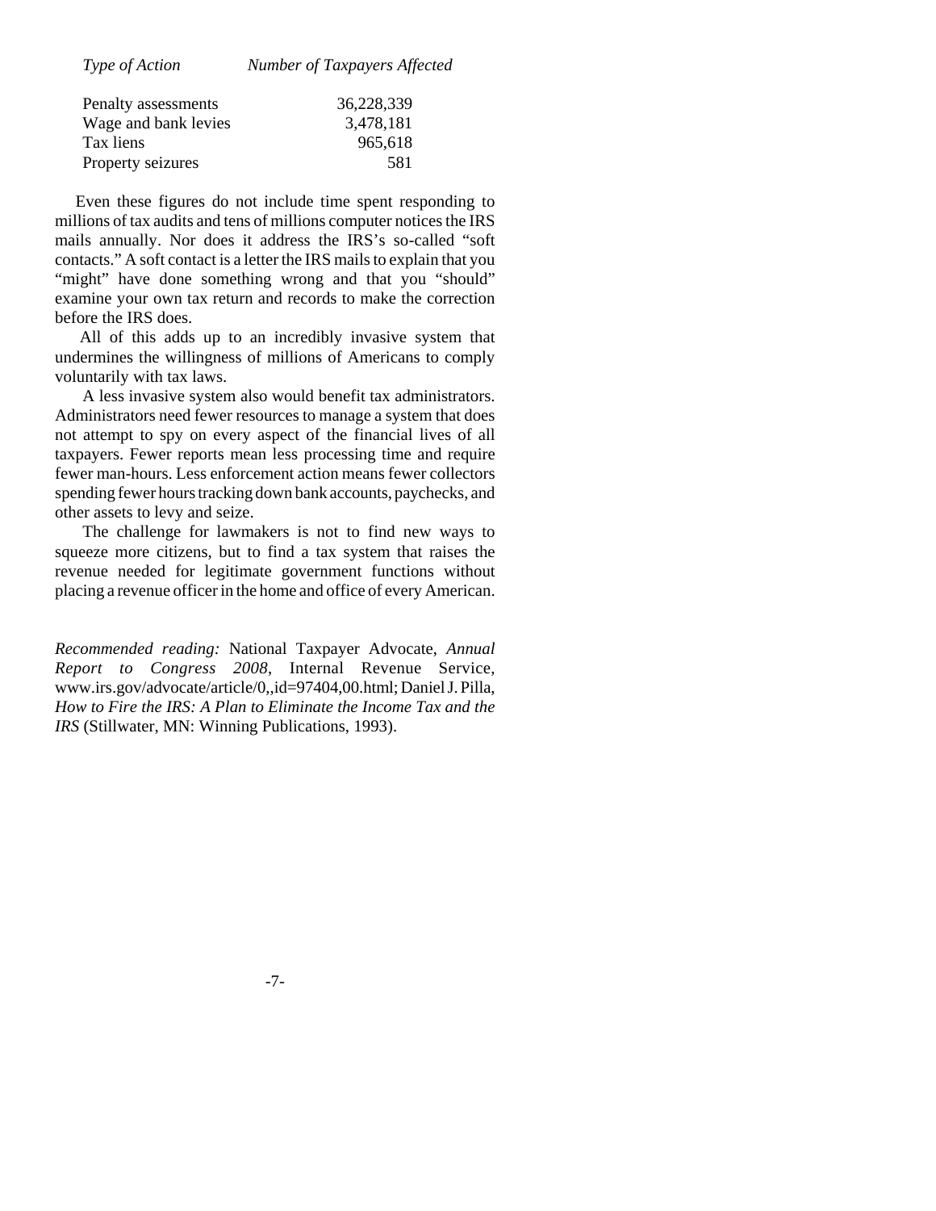| *Type of Action* | *Number of Taxpayers Affected* |
|---|---|
| Penalty assessments | 36,228,339 |
| Wage and bank levies | 3,478,181 |
| Tax liens | 965,618 |
| Property seizures | 581 |

Even these figures do not include time spent responding to millions of tax audits and tens of millions computer notices the IRS mails annually. Nor does it address the IRS's so-called "soft contacts." A soft contact is a letter the IRS mails to explain that you "might" have done something wrong and that you "should" examine your own tax return and records to make the correction before the IRS does.

All of this adds up to an incredibly invasive system that undermines the willingness of millions of Americans to comply voluntarily with tax laws.

A less invasive system also would benefit tax administrators. Administrators need fewer resources to manage a system that does not attempt to spy on every aspect of the financial lives of all taxpayers. Fewer reports mean less processing time and require fewer man-hours. Less enforcement action means fewer collectors spending fewer hours tracking down bank accounts, paychecks, and other assets to levy and seize.

The challenge for lawmakers is not to find new ways to squeeze more citizens, but to find a tax system that raises the revenue needed for legitimate government functions without placing a revenue officer in the home and office of every American.

*Recommended reading:* National Taxpayer Advocate, *Annual Report to Congress 2008*, Internal Revenue Service, www.irs.gov/advocate/article/0,,id=97404,00.html; Daniel J. Pilla, *How to Fire the IRS: A Plan to Eliminate the Income Tax and the IRS* (Stillwater, MN: Winning Publications, 1993).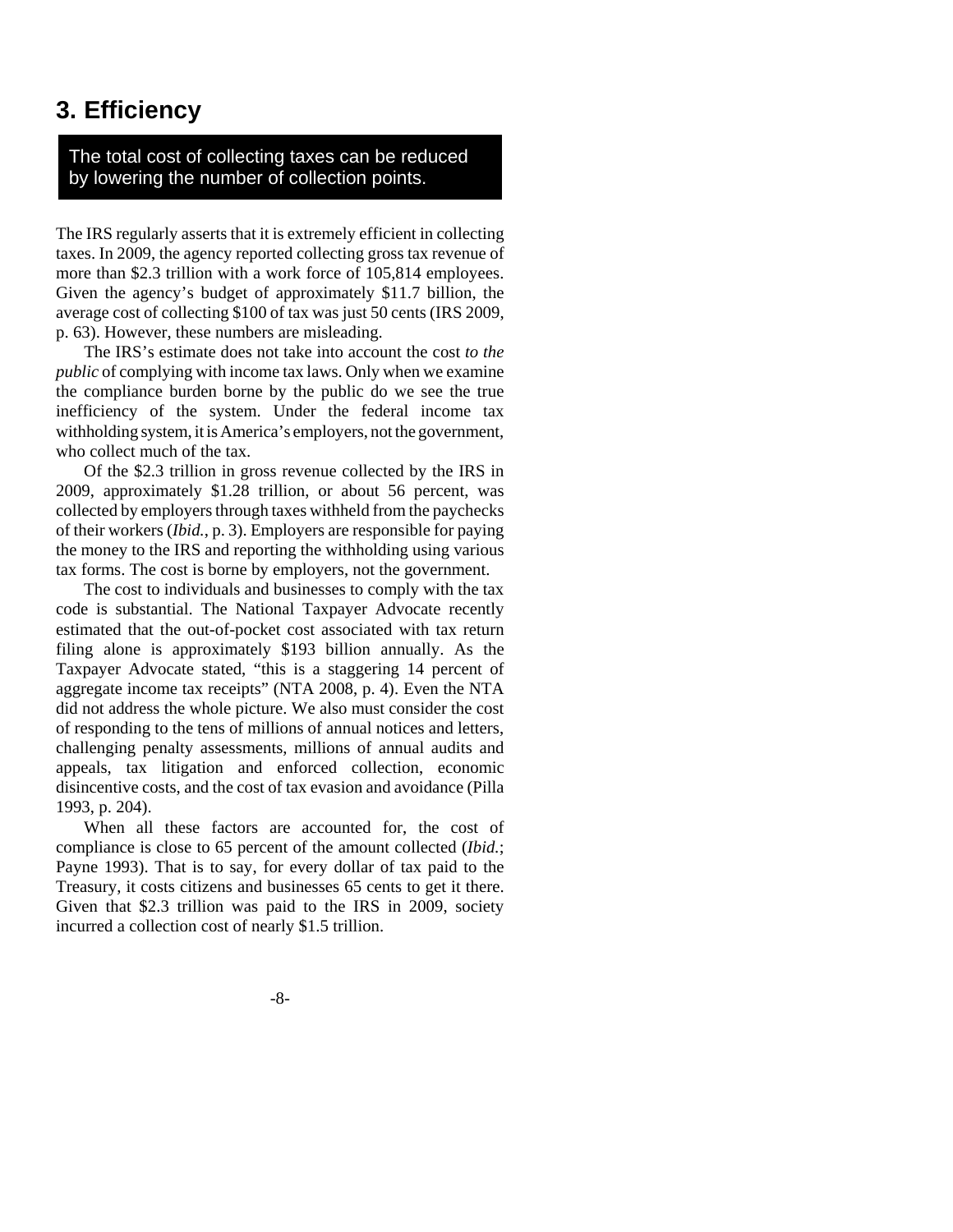## 3. Efficiency

> The total cost of collecting taxes can be reduced by lowering the number of collection points.

The IRS regularly asserts that it is extremely efficient in collecting taxes. In 2009, the agency reported collecting gross tax revenue of more than $2.3 trillion with a work force of 105,814 employees. Given the agency's budget of approximately $11.7 billion, the average cost of collecting $100 of tax was just 50 cents (IRS 2009, p. 63). However, these numbers are misleading.

The IRS's estimate does not take into account the cost *to the public* of complying with income tax laws. Only when we examine the compliance burden borne by the public do we see the true inefficiency of the system. Under the federal income tax withholding system, it is America's employers, not the government, who collect much of the tax.

Of the $2.3 trillion in gross revenue collected by the IRS in 2009, approximately $1.28 trillion, or about 56 percent, was collected by employers through taxes withheld from the paychecks of their workers (*Ibid.*, p. 3). Employers are responsible for paying the money to the IRS and reporting the withholding using various tax forms. The cost is borne by employers, not the government.

The cost to individuals and businesses to comply with the tax code is substantial. The National Taxpayer Advocate recently estimated that the out-of-pocket cost associated with tax return filing alone is approximately $193 billion annually. As the Taxpayer Advocate stated, "this is a staggering 14 percent of aggregate income tax receipts" (NTA 2008, p. 4). Even the NTA did not address the whole picture. We also must consider the cost of responding to the tens of millions of annual notices and letters, challenging penalty assessments, millions of annual audits and appeals, tax litigation and enforced collection, economic disincentive costs, and the cost of tax evasion and avoidance (Pilla 1993, p. 204).

When all these factors are accounted for, the cost of compliance is close to 65 percent of the amount collected (*Ibid.*; Payne 1993). That is to say, for every dollar of tax paid to the Treasury, it costs citizens and businesses 65 cents to get it there. Given that $2.3 trillion was paid to the IRS in 2009, society incurred a collection cost of nearly $1.5 trillion.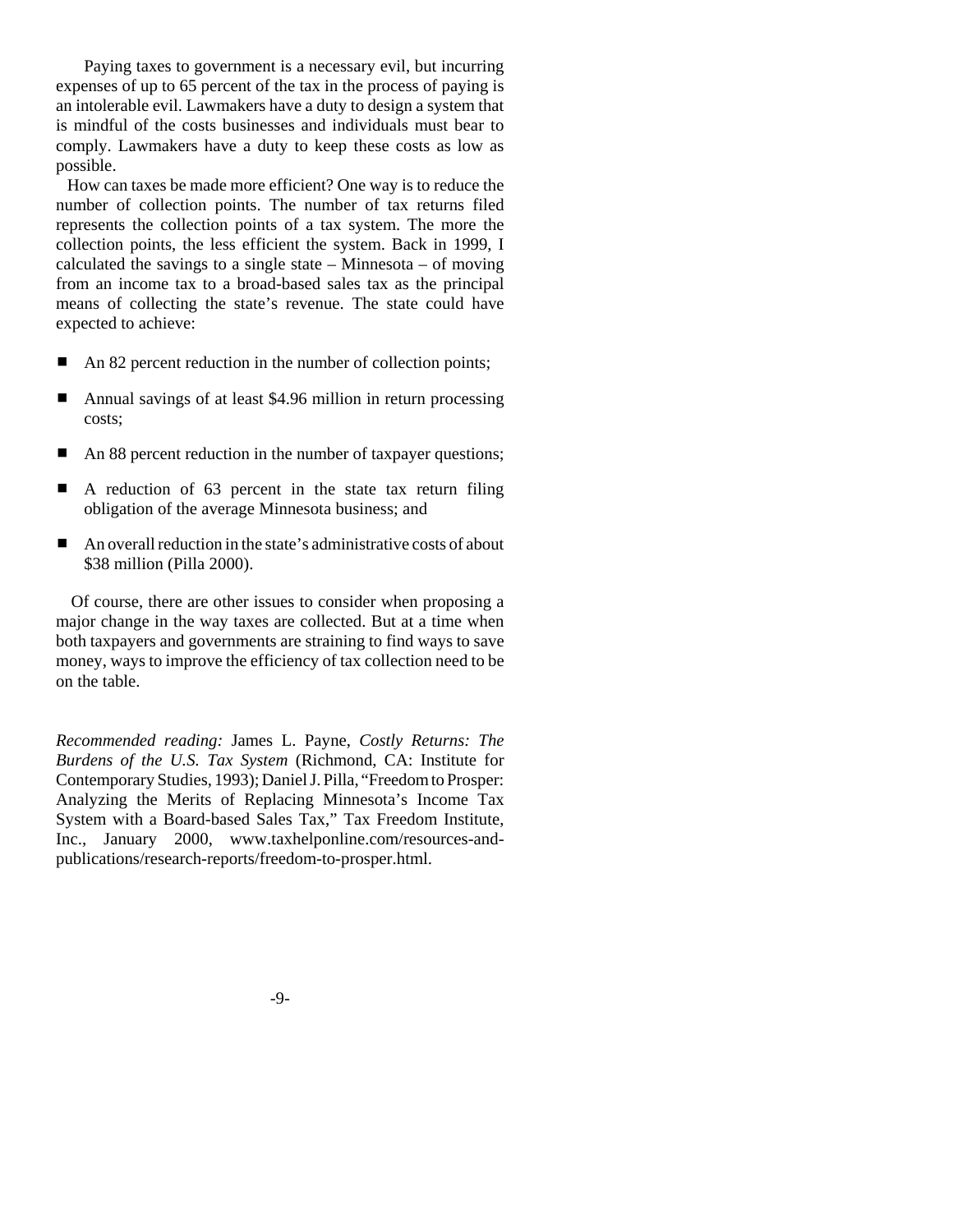Paying taxes to government is a necessary evil, but incurring expenses of up to 65 percent of the tax in the process of paying is an intolerable evil. Lawmakers have a duty to design a system that is mindful of the costs businesses and individuals must bear to comply. Lawmakers have a duty to keep these costs as low as possible.

How can taxes be made more efficient? One way is to reduce the number of collection points. The number of tax returns filed represents the collection points of a tax system. The more the collection points, the less efficient the system. Back in 1999, I calculated the savings to a single state – Minnesota – of moving from an income tax to a broad-based sales tax as the principal means of collecting the state's revenue. The state could have expected to achieve:

- An 82 percent reduction in the number of collection points;
- Annual savings of at least $4.96 million in return processing costs;
- An 88 percent reduction in the number of taxpayer questions;
- A reduction of 63 percent in the state tax return filing obligation of the average Minnesota business; and
- An overall reduction in the state's administrative costs of about $38 million (Pilla 2000).

Of course, there are other issues to consider when proposing a major change in the way taxes are collected. But at a time when both taxpayers and governments are straining to find ways to save money, ways to improve the efficiency of tax collection need to be on the table.

*Recommended reading:* James L. Payne, *Costly Returns: The Burdens of the U.S. Tax System* (Richmond, CA: Institute for Contemporary Studies, 1993); Daniel J. Pilla, "Freedom to Prosper: Analyzing the Merits of Replacing Minnesota's Income Tax System with a Board-based Sales Tax," Tax Freedom Institute, Inc., January 2000, www.taxhelponline.com/resources-and-publications/research-reports/freedom-to-prosper.html.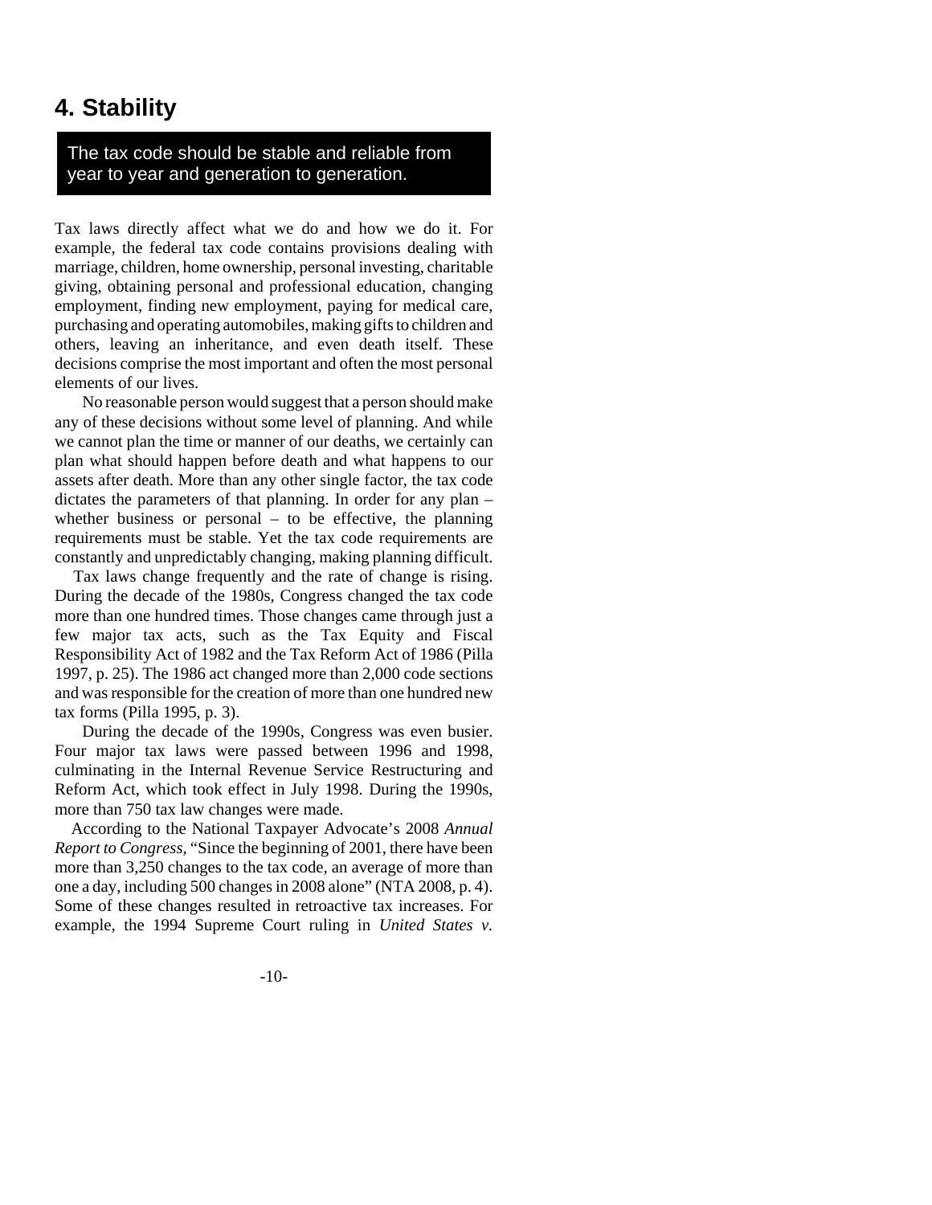## 4. Stability

> The tax code should be stable and reliable from year to year and generation to generation.

Tax laws directly affect what we do and how we do it. For example, the federal tax code contains provisions dealing with marriage, children, home ownership, personal investing, charitable giving, obtaining personal and professional education, changing employment, finding new employment, paying for medical care, purchasing and operating automobiles, making gifts to children and others, leaving an inheritance, and even death itself. These decisions comprise the most important and often the most personal elements of our lives.

No reasonable person would suggest that a person should make any of these decisions without some level of planning. And while we cannot plan the time or manner of our deaths, we certainly can plan what should happen before death and what happens to our assets after death. More than any other single factor, the tax code dictates the parameters of that planning. In order for any plan – whether business or personal – to be effective, the planning requirements must be stable. Yet the tax code requirements are constantly and unpredictably changing, making planning difficult.

Tax laws change frequently and the rate of change is rising. During the decade of the 1980s, Congress changed the tax code more than one hundred times. Those changes came through just a few major tax acts, such as the Tax Equity and Fiscal Responsibility Act of 1982 and the Tax Reform Act of 1986 (Pilla 1997, p. 25). The 1986 act changed more than 2,000 code sections and was responsible for the creation of more than one hundred new tax forms (Pilla 1995, p. 3).

During the decade of the 1990s, Congress was even busier. Four major tax laws were passed between 1996 and 1998, culminating in the Internal Revenue Service Restructuring and Reform Act, which took effect in July 1998. During the 1990s, more than 750 tax law changes were made.

According to the National Taxpayer Advocate's 2008 *Annual Report to Congress*, "Since the beginning of 2001, there have been more than 3,250 changes to the tax code, an average of more than one a day, including 500 changes in 2008 alone" (NTA 2008, p. 4). Some of these changes resulted in retroactive tax increases. For example, the 1994 Supreme Court ruling in *United States v.*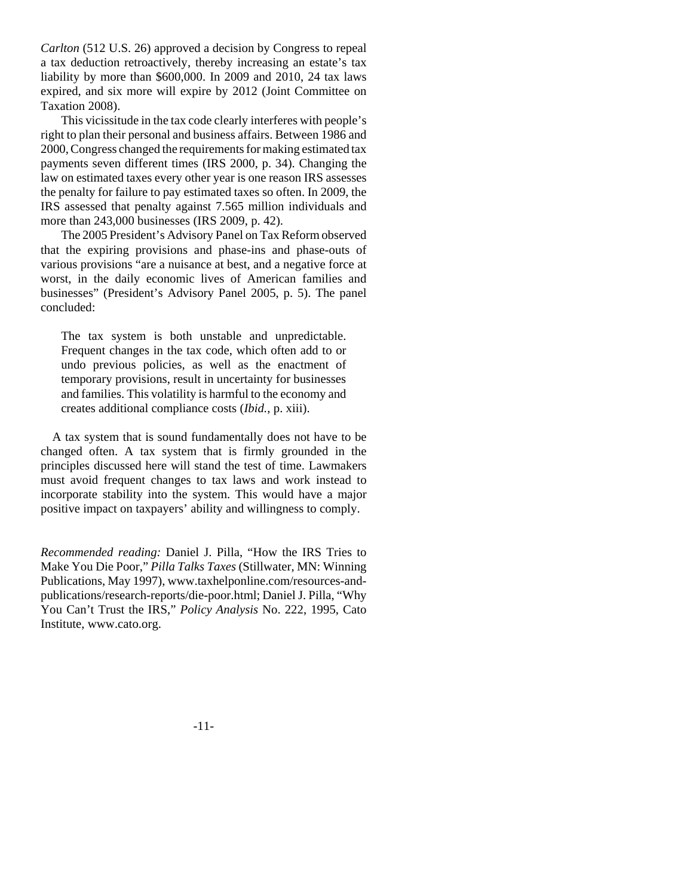*Carlton* (512 U.S. 26) approved a decision by Congress to repeal a tax deduction retroactively, thereby increasing an estate's tax liability by more than $600,000. In 2009 and 2010, 24 tax laws expired, and six more will expire by 2012 (Joint Committee on Taxation 2008).

This vicissitude in the tax code clearly interferes with people's right to plan their personal and business affairs. Between 1986 and 2000, Congress changed the requirements for making estimated tax payments seven different times (IRS 2000, p. 34). Changing the law on estimated taxes every other year is one reason IRS assesses the penalty for failure to pay estimated taxes so often. In 2009, the IRS assessed that penalty against 7.565 million individuals and more than 243,000 businesses (IRS 2009, p. 42).

The 2005 President's Advisory Panel on Tax Reform observed that the expiring provisions and phase-ins and phase-outs of various provisions "are a nuisance at best, and a negative force at worst, in the daily economic lives of American families and businesses" (President's Advisory Panel 2005, p. 5). The panel concluded:

> The tax system is both unstable and unpredictable. Frequent changes in the tax code, which often add to or undo previous policies, as well as the enactment of temporary provisions, result in uncertainty for businesses and families. This volatility is harmful to the economy and creates additional compliance costs (*Ibid.*, p. xiii).

A tax system that is sound fundamentally does not have to be changed often. A tax system that is firmly grounded in the principles discussed here will stand the test of time. Lawmakers must avoid frequent changes to tax laws and work instead to incorporate stability into the system. This would have a major positive impact on taxpayers' ability and willingness to comply.

*Recommended reading:* Daniel J. Pilla, "How the IRS Tries to Make You Die Poor," *Pilla Talks Taxes* (Stillwater, MN: Winning Publications, May 1997), www.taxhelponline.com/resources-and-publications/research-reports/die-poor.html; Daniel J. Pilla, "Why You Can't Trust the IRS," *Policy Analysis* No. 222, 1995, Cato Institute, www.cato.org.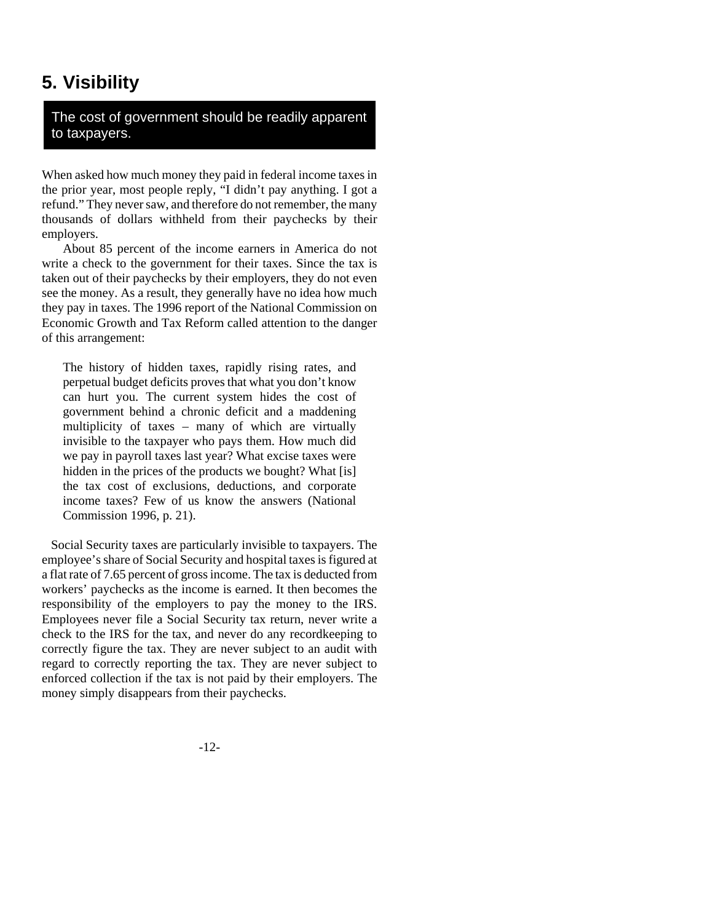## 5. Visibility

> The cost of government should be readily apparent to taxpayers.

When asked how much money they paid in federal income taxes in the prior year, most people reply, "I didn't pay anything. I got a refund." They never saw, and therefore do not remember, the many thousands of dollars withheld from their paychecks by their employers.

About 85 percent of the income earners in America do not write a check to the government for their taxes. Since the tax is taken out of their paychecks by their employers, they do not even see the money. As a result, they generally have no idea how much they pay in taxes. The 1996 report of the National Commission on Economic Growth and Tax Reform called attention to the danger of this arrangement:

> The history of hidden taxes, rapidly rising rates, and perpetual budget deficits proves that what you don't know can hurt you. The current system hides the cost of government behind a chronic deficit and a maddening multiplicity of taxes – many of which are virtually invisible to the taxpayer who pays them. How much did we pay in payroll taxes last year? What excise taxes were hidden in the prices of the products we bought? What [is] the tax cost of exclusions, deductions, and corporate income taxes? Few of us know the answers (National Commission 1996, p. 21).

Social Security taxes are particularly invisible to taxpayers. The employee's share of Social Security and hospital taxes is figured at a flat rate of 7.65 percent of gross income. The tax is deducted from workers' paychecks as the income is earned. It then becomes the responsibility of the employers to pay the money to the IRS. Employees never file a Social Security tax return, never write a check to the IRS for the tax, and never do any recordkeeping to correctly figure the tax. They are never subject to an audit with regard to correctly reporting the tax. They are never subject to enforced collection if the tax is not paid by their employers. The money simply disappears from their paychecks.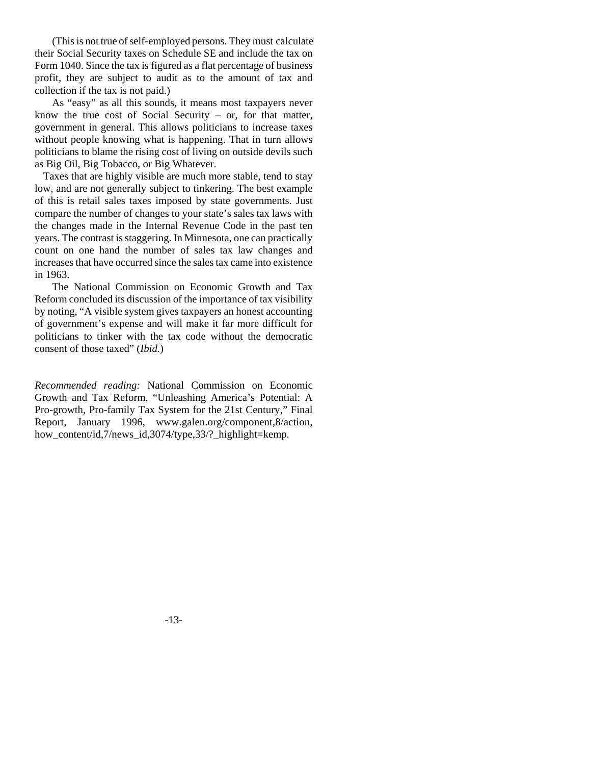(This is not true of self-employed persons. They must calculate their Social Security taxes on Schedule SE and include the tax on Form 1040. Since the tax is figured as a flat percentage of business profit, they are subject to audit as to the amount of tax and collection if the tax is not paid.)

As "easy" as all this sounds, it means most taxpayers never know the true cost of Social Security – or, for that matter, government in general. This allows politicians to increase taxes without people knowing what is happening. That in turn allows politicians to blame the rising cost of living on outside devils such as Big Oil, Big Tobacco, or Big Whatever.

Taxes that are highly visible are much more stable, tend to stay low, and are not generally subject to tinkering. The best example of this is retail sales taxes imposed by state governments. Just compare the number of changes to your state's sales tax laws with the changes made in the Internal Revenue Code in the past ten years. The contrast is staggering. In Minnesota, one can practically count on one hand the number of sales tax law changes and increases that have occurred since the sales tax came into existence in 1963.

The National Commission on Economic Growth and Tax Reform concluded its discussion of the importance of tax visibility by noting, "A visible system gives taxpayers an honest accounting of government's expense and will make it far more difficult for politicians to tinker with the tax code without the democratic consent of those taxed" (*Ibid.*)

*Recommended reading:* National Commission on Economic Growth and Tax Reform, "Unleashing America's Potential: A Pro-growth, Pro-family Tax System for the 21st Century," Final Report, January 1996, www.galen.org/component,8/action, how_content/id,7/news_id,3074/type,33/?_highlight=kemp.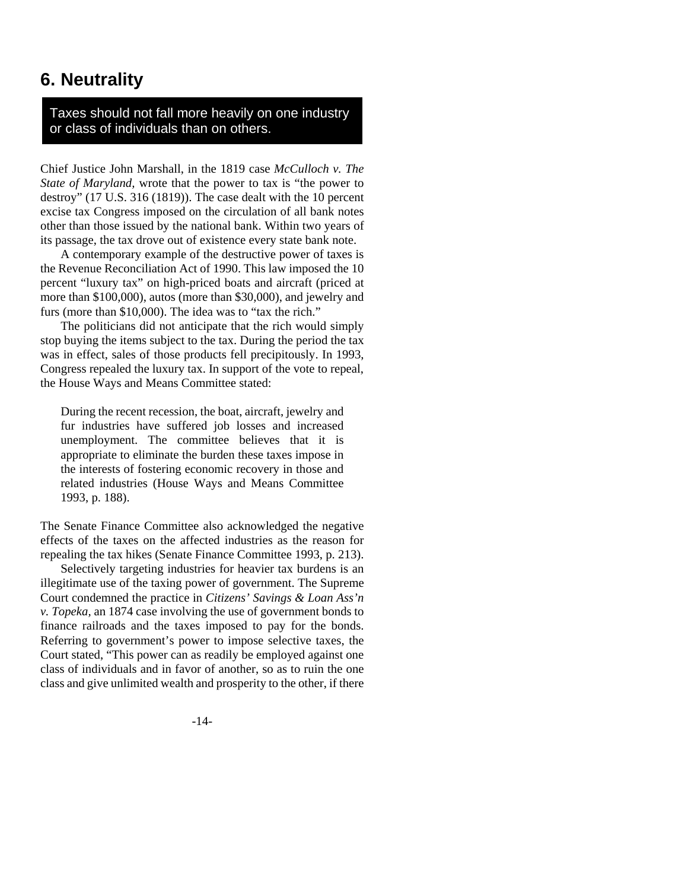## 6. Neutrality

> Taxes should not fall more heavily on one industry or class of individuals than on others.

Chief Justice John Marshall, in the 1819 case *McCulloch v. The State of Maryland,* wrote that the power to tax is "the power to destroy" (17 U.S. 316 (1819)). The case dealt with the 10 percent excise tax Congress imposed on the circulation of all bank notes other than those issued by the national bank. Within two years of its passage, the tax drove out of existence every state bank note.

A contemporary example of the destructive power of taxes is the Revenue Reconciliation Act of 1990. This law imposed the 10 percent "luxury tax" on high-priced boats and aircraft (priced at more than $100,000), autos (more than $30,000), and jewelry and furs (more than $10,000). The idea was to "tax the rich."

The politicians did not anticipate that the rich would simply stop buying the items subject to the tax. During the period the tax was in effect, sales of those products fell precipitously. In 1993, Congress repealed the luxury tax. In support of the vote to repeal, the House Ways and Means Committee stated:

> During the recent recession, the boat, aircraft, jewelry and fur industries have suffered job losses and increased unemployment. The committee believes that it is appropriate to eliminate the burden these taxes impose in the interests of fostering economic recovery in those and related industries (House Ways and Means Committee 1993, p. 188).

The Senate Finance Committee also acknowledged the negative effects of the taxes on the affected industries as the reason for repealing the tax hikes (Senate Finance Committee 1993, p. 213).

Selectively targeting industries for heavier tax burdens is an illegitimate use of the taxing power of government. The Supreme Court condemned the practice in *Citizens' Savings & Loan Ass'n v. Topeka,* an 1874 case involving the use of government bonds to finance railroads and the taxes imposed to pay for the bonds. Referring to government's power to impose selective taxes, the Court stated, "This power can as readily be employed against one class of individuals and in favor of another, so as to ruin the one class and give unlimited wealth and prosperity to the other, if there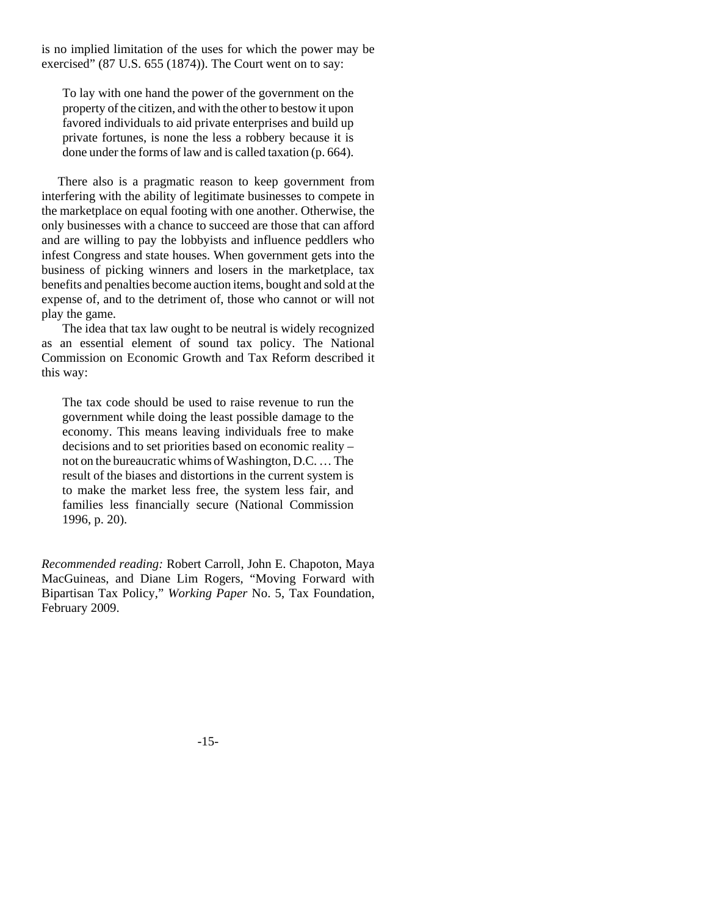is no implied limitation of the uses for which the power may be exercised" (87 U.S. 655 (1874)). The Court went on to say:

> To lay with one hand the power of the government on the property of the citizen, and with the other to bestow it upon favored individuals to aid private enterprises and build up private fortunes, is none the less a robbery because it is done under the forms of law and is called taxation (p. 664).

There also is a pragmatic reason to keep government from interfering with the ability of legitimate businesses to compete in the marketplace on equal footing with one another. Otherwise, the only businesses with a chance to succeed are those that can afford and are willing to pay the lobbyists and influence peddlers who infest Congress and state houses. When government gets into the business of picking winners and losers in the marketplace, tax benefits and penalties become auction items, bought and sold at the expense of, and to the detriment of, those who cannot or will not play the game.

The idea that tax law ought to be neutral is widely recognized as an essential element of sound tax policy. The National Commission on Economic Growth and Tax Reform described it this way:

> The tax code should be used to raise revenue to run the government while doing the least possible damage to the economy. This means leaving individuals free to make decisions and to set priorities based on economic reality – not on the bureaucratic whims of Washington, D.C. … The result of the biases and distortions in the current system is to make the market less free, the system less fair, and families less financially secure (National Commission 1996, p. 20).

*Recommended reading:* Robert Carroll, John E. Chapoton, Maya MacGuineas, and Diane Lim Rogers, "Moving Forward with Bipartisan Tax Policy," *Working Paper* No. 5, Tax Foundation, February 2009.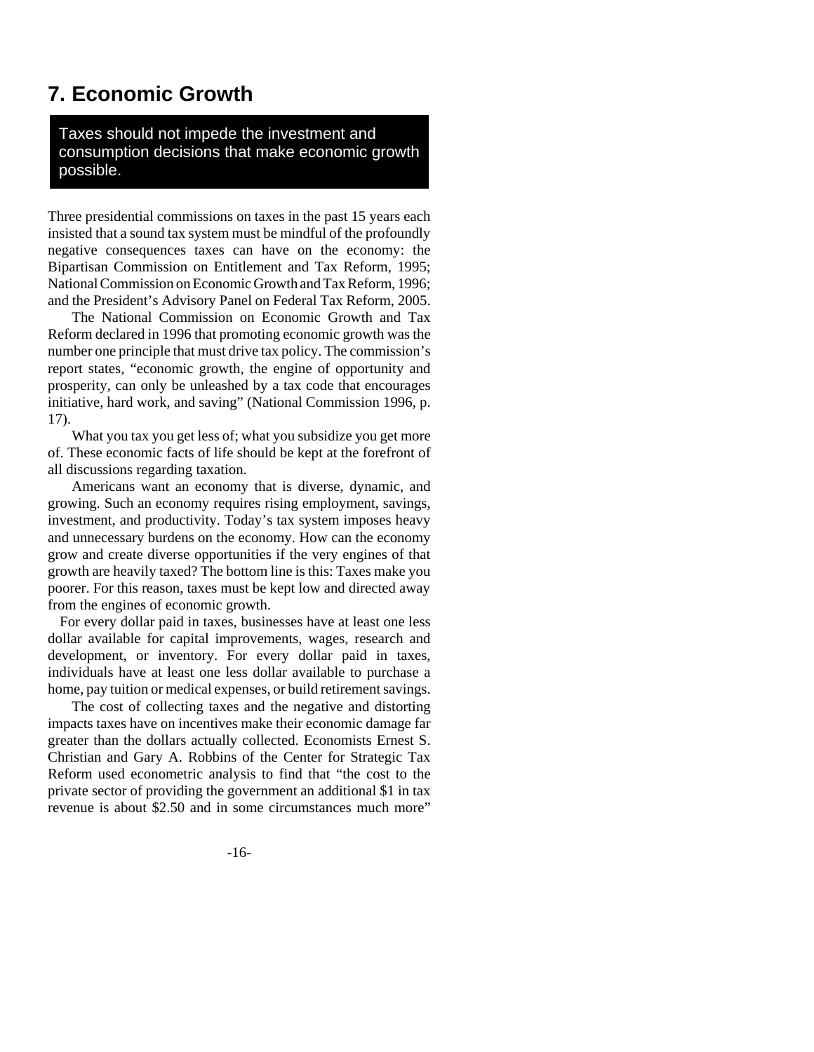## 7. Economic Growth

> Taxes should not impede the investment and consumption decisions that make economic growth possible.

Three presidential commissions on taxes in the past 15 years each insisted that a sound tax system must be mindful of the profoundly negative consequences taxes can have on the economy: the Bipartisan Commission on Entitlement and Tax Reform, 1995; National Commission on Economic Growth and Tax Reform, 1996; and the President's Advisory Panel on Federal Tax Reform, 2005.

The National Commission on Economic Growth and Tax Reform declared in 1996 that promoting economic growth was the number one principle that must drive tax policy. The commission's report states, "economic growth, the engine of opportunity and prosperity, can only be unleashed by a tax code that encourages initiative, hard work, and saving" (National Commission 1996, p. 17).

What you tax you get less of; what you subsidize you get more of. These economic facts of life should be kept at the forefront of all discussions regarding taxation.

Americans want an economy that is diverse, dynamic, and growing. Such an economy requires rising employment, savings, investment, and productivity. Today's tax system imposes heavy and unnecessary burdens on the economy. How can the economy grow and create diverse opportunities if the very engines of that growth are heavily taxed? The bottom line is this: Taxes make you poorer. For this reason, taxes must be kept low and directed away from the engines of economic growth.

For every dollar paid in taxes, businesses have at least one less dollar available for capital improvements, wages, research and development, or inventory. For every dollar paid in taxes, individuals have at least one less dollar available to purchase a home, pay tuition or medical expenses, or build retirement savings.

The cost of collecting taxes and the negative and distorting impacts taxes have on incentives make their economic damage far greater than the dollars actually collected. Economists Ernest S. Christian and Gary A. Robbins of the Center for Strategic Tax Reform used econometric analysis to find that "the cost to the private sector of providing the government an additional $1 in tax revenue is about $2.50 and in some circumstances much more"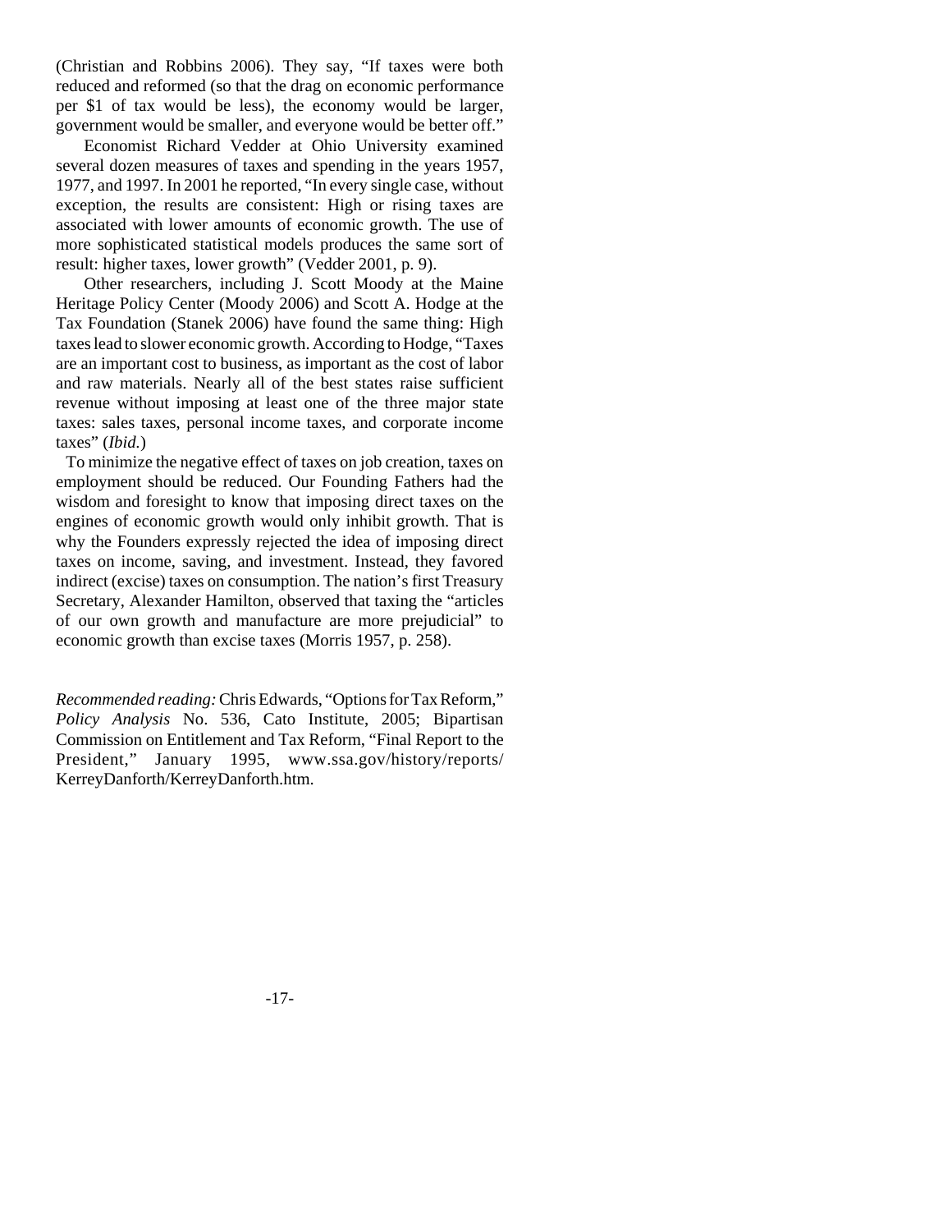(Christian and Robbins 2006). They say, "If taxes were both reduced and reformed (so that the drag on economic performance per $1 of tax would be less), the economy would be larger, government would be smaller, and everyone would be better off."

Economist Richard Vedder at Ohio University examined several dozen measures of taxes and spending in the years 1957, 1977, and 1997. In 2001 he reported, "In every single case, without exception, the results are consistent: High or rising taxes are associated with lower amounts of economic growth. The use of more sophisticated statistical models produces the same sort of result: higher taxes, lower growth" (Vedder 2001, p. 9).

Other researchers, including J. Scott Moody at the Maine Heritage Policy Center (Moody 2006) and Scott A. Hodge at the Tax Foundation (Stanek 2006) have found the same thing: High taxes lead to slower economic growth. According to Hodge, "Taxes are an important cost to business, as important as the cost of labor and raw materials. Nearly all of the best states raise sufficient revenue without imposing at least one of the three major state taxes: sales taxes, personal income taxes, and corporate income taxes" (*Ibid.*)

To minimize the negative effect of taxes on job creation, taxes on employment should be reduced. Our Founding Fathers had the wisdom and foresight to know that imposing direct taxes on the engines of economic growth would only inhibit growth. That is why the Founders expressly rejected the idea of imposing direct taxes on income, saving, and investment. Instead, they favored indirect (excise) taxes on consumption. The nation's first Treasury Secretary, Alexander Hamilton, observed that taxing the "articles of our own growth and manufacture are more prejudicial" to economic growth than excise taxes (Morris 1957, p. 258).

*Recommended reading:* Chris Edwards, "Options for Tax Reform," *Policy Analysis* No. 536, Cato Institute, 2005; Bipartisan Commission on Entitlement and Tax Reform, "Final Report to the President," January 1995, www.ssa.gov/history/reports/KerreyDanforth/KerreyDanforth.htm.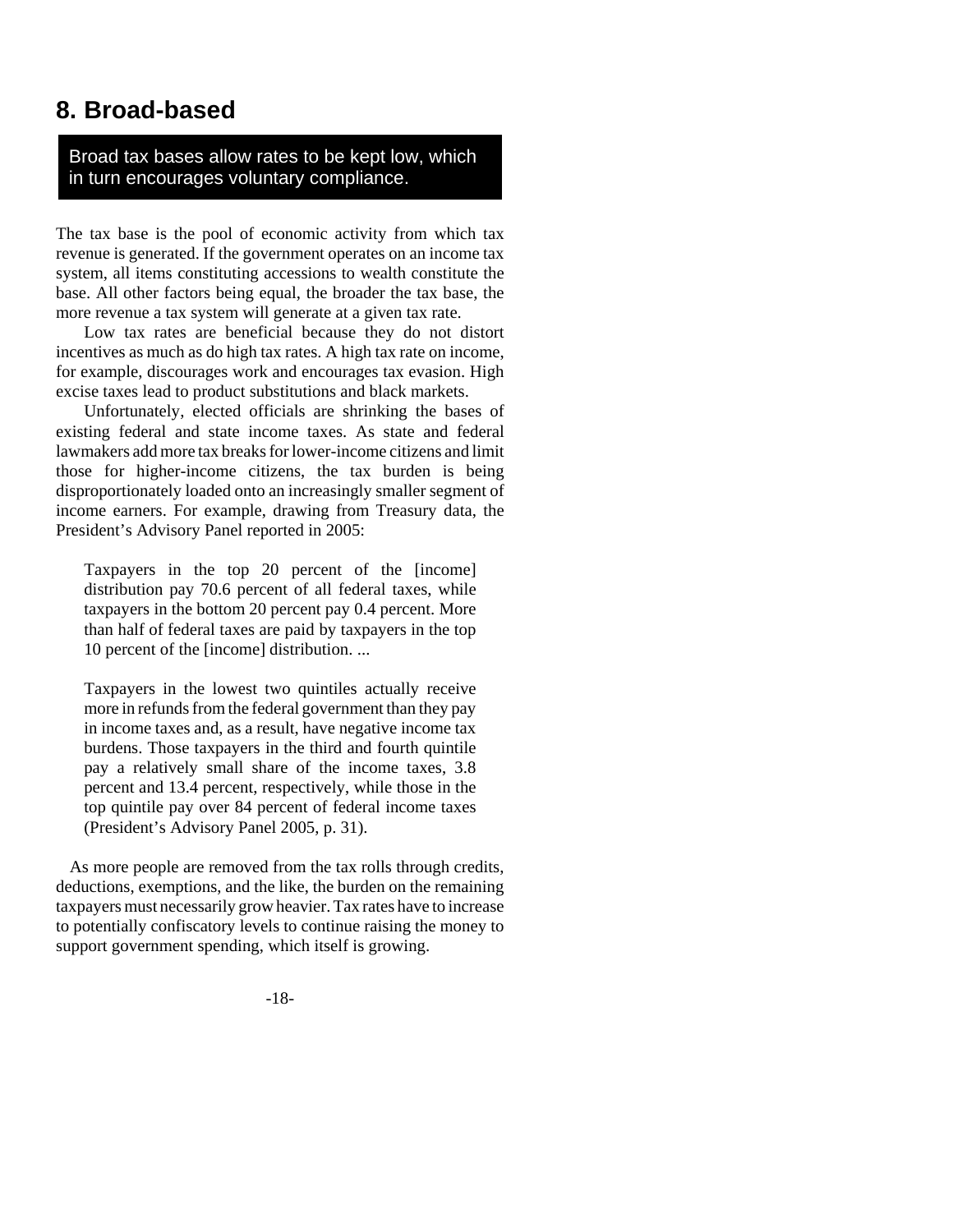## 8. Broad-based

> Broad tax bases allow rates to be kept low, which in turn encourages voluntary compliance.

The tax base is the pool of economic activity from which tax revenue is generated. If the government operates on an income tax system, all items constituting accessions to wealth constitute the base. All other factors being equal, the broader the tax base, the more revenue a tax system will generate at a given tax rate.

Low tax rates are beneficial because they do not distort incentives as much as do high tax rates. A high tax rate on income, for example, discourages work and encourages tax evasion. High excise taxes lead to product substitutions and black markets.

Unfortunately, elected officials are shrinking the bases of existing federal and state income taxes. As state and federal lawmakers add more tax breaks for lower-income citizens and limit those for higher-income citizens, the tax burden is being disproportionately loaded onto an increasingly smaller segment of income earners. For example, drawing from Treasury data, the President's Advisory Panel reported in 2005:

> Taxpayers in the top 20 percent of the [income] distribution pay 70.6 percent of all federal taxes, while taxpayers in the bottom 20 percent pay 0.4 percent. More than half of federal taxes are paid by taxpayers in the top 10 percent of the [income] distribution. ...
>
> Taxpayers in the lowest two quintiles actually receive more in refunds from the federal government than they pay in income taxes and, as a result, have negative income tax burdens. Those taxpayers in the third and fourth quintile pay a relatively small share of the income taxes, 3.8 percent and 13.4 percent, respectively, while those in the top quintile pay over 84 percent of federal income taxes (President's Advisory Panel 2005, p. 31).

As more people are removed from the tax rolls through credits, deductions, exemptions, and the like, the burden on the remaining taxpayers must necessarily grow heavier. Tax rates have to increase to potentially confiscatory levels to continue raising the money to support government spending, which itself is growing.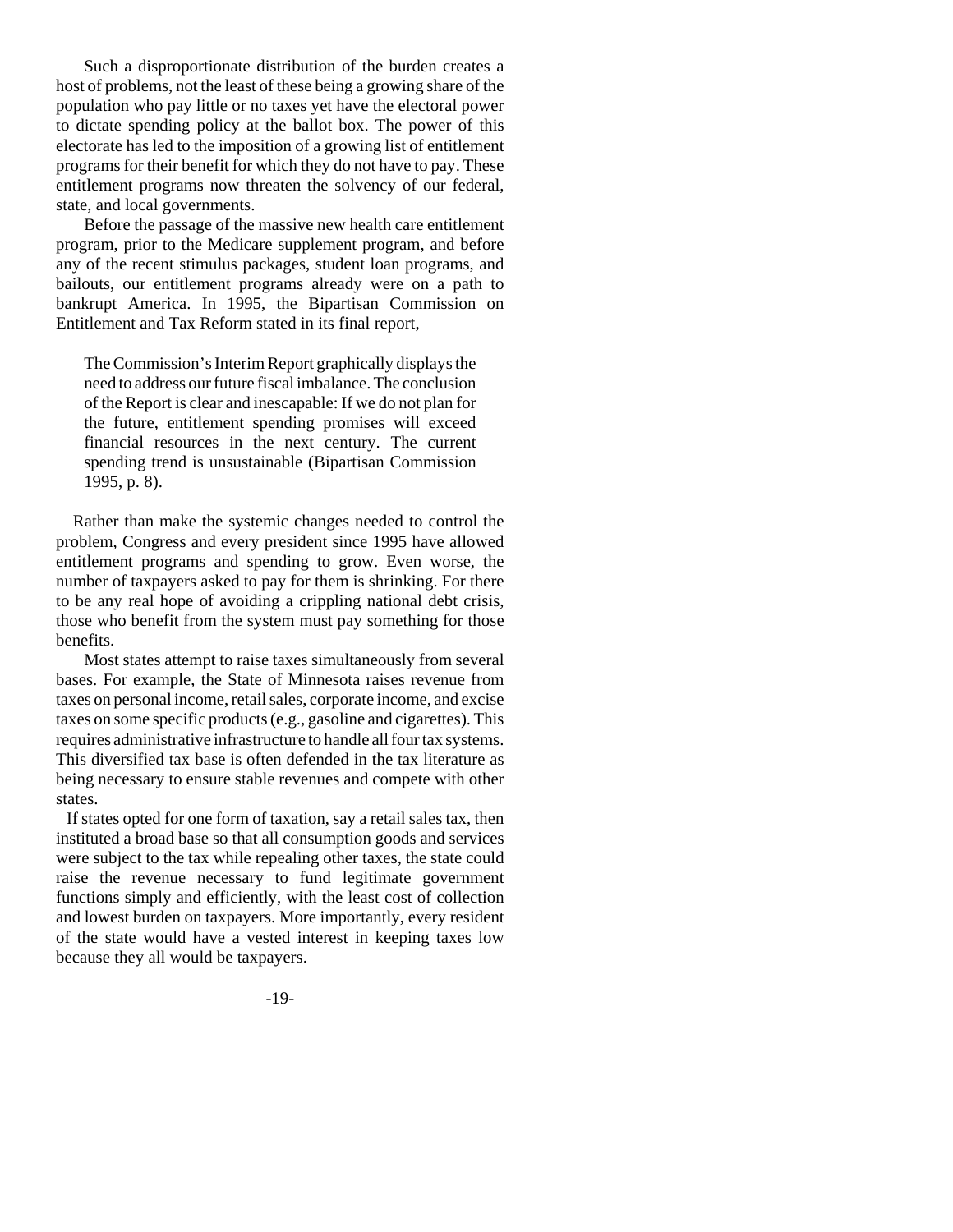Such a disproportionate distribution of the burden creates a host of problems, not the least of these being a growing share of the population who pay little or no taxes yet have the electoral power to dictate spending policy at the ballot box. The power of this electorate has led to the imposition of a growing list of entitlement programs for their benefit for which they do not have to pay. These entitlement programs now threaten the solvency of our federal, state, and local governments.

Before the passage of the massive new health care entitlement program, prior to the Medicare supplement program, and before any of the recent stimulus packages, student loan programs, and bailouts, our entitlement programs already were on a path to bankrupt America. In 1995, the Bipartisan Commission on Entitlement and Tax Reform stated in its final report,

> The Commission's Interim Report graphically displays the need to address our future fiscal imbalance. The conclusion of the Report is clear and inescapable: If we do not plan for the future, entitlement spending promises will exceed financial resources in the next century. The current spending trend is unsustainable (Bipartisan Commission 1995, p. 8).

Rather than make the systemic changes needed to control the problem, Congress and every president since 1995 have allowed entitlement programs and spending to grow. Even worse, the number of taxpayers asked to pay for them is shrinking. For there to be any real hope of avoiding a crippling national debt crisis, those who benefit from the system must pay something for those benefits.

Most states attempt to raise taxes simultaneously from several bases. For example, the State of Minnesota raises revenue from taxes on personal income, retail sales, corporate income, and excise taxes on some specific products (e.g., gasoline and cigarettes). This requires administrative infrastructure to handle all four tax systems. This diversified tax base is often defended in the tax literature as being necessary to ensure stable revenues and compete with other states.

If states opted for one form of taxation, say a retail sales tax, then instituted a broad base so that all consumption goods and services were subject to the tax while repealing other taxes, the state could raise the revenue necessary to fund legitimate government functions simply and efficiently, with the least cost of collection and lowest burden on taxpayers. More importantly, every resident of the state would have a vested interest in keeping taxes low because they all would be taxpayers.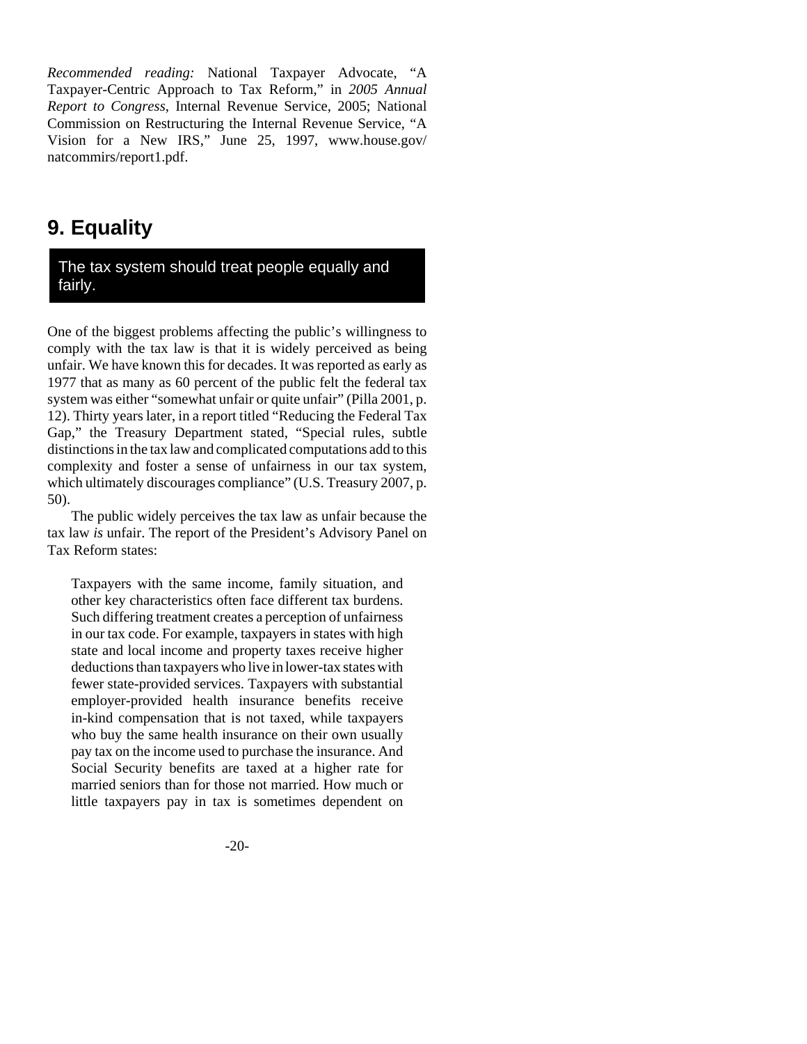*Recommended reading:* National Taxpayer Advocate, "A Taxpayer-Centric Approach to Tax Reform," in *2005 Annual Report to Congress*, Internal Revenue Service, 2005; National Commission on Restructuring the Internal Revenue Service, "A Vision for a New IRS," June 25, 1997, www.house.gov/natcommirs/report1.pdf.

## 9. Equality

> The tax system should treat people equally and fairly.

One of the biggest problems affecting the public's willingness to comply with the tax law is that it is widely perceived as being unfair. We have known this for decades. It was reported as early as 1977 that as many as 60 percent of the public felt the federal tax system was either "somewhat unfair or quite unfair" (Pilla 2001, p. 12). Thirty years later, in a report titled "Reducing the Federal Tax Gap," the Treasury Department stated, "Special rules, subtle distinctions in the tax law and complicated computations add to this complexity and foster a sense of unfairness in our tax system, which ultimately discourages compliance" (U.S. Treasury 2007, p. 50).

The public widely perceives the tax law as unfair because the tax law *is* unfair. The report of the President's Advisory Panel on Tax Reform states:

> Taxpayers with the same income, family situation, and other key characteristics often face different tax burdens. Such differing treatment creates a perception of unfairness in our tax code. For example, taxpayers in states with high state and local income and property taxes receive higher deductions than taxpayers who live in lower-tax states with fewer state-provided services. Taxpayers with substantial employer-provided health insurance benefits receive in-kind compensation that is not taxed, while taxpayers who buy the same health insurance on their own usually pay tax on the income used to purchase the insurance. And Social Security benefits are taxed at a higher rate for married seniors than for those not married. How much or little taxpayers pay in tax is sometimes dependent on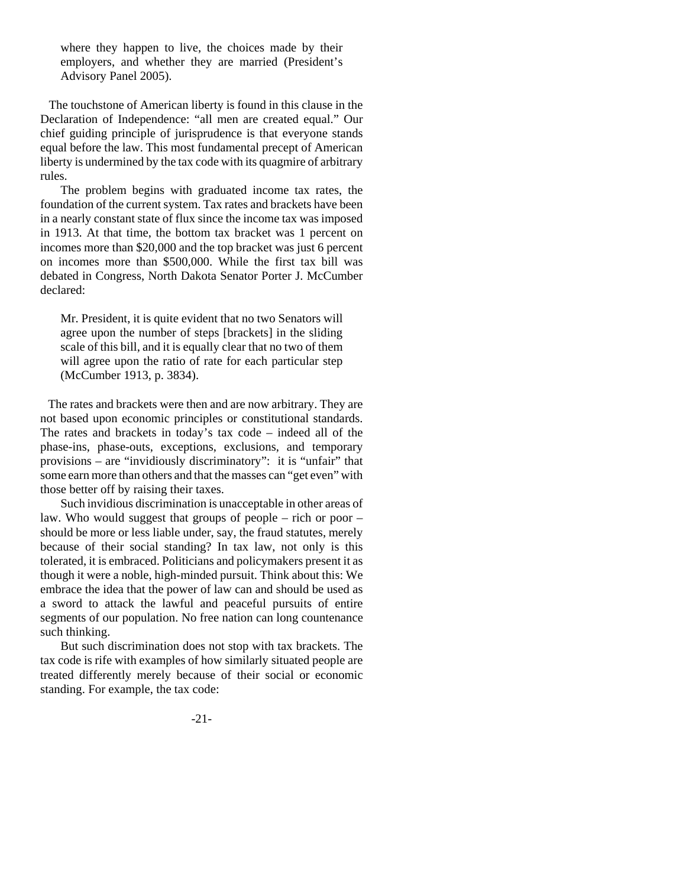> where they happen to live, the choices made by their employers, and whether they are married (President's Advisory Panel 2005).

The touchstone of American liberty is found in this clause in the Declaration of Independence: "all men are created equal." Our chief guiding principle of jurisprudence is that everyone stands equal before the law. This most fundamental precept of American liberty is undermined by the tax code with its quagmire of arbitrary rules.

The problem begins with graduated income tax rates, the foundation of the current system. Tax rates and brackets have been in a nearly constant state of flux since the income tax was imposed in 1913. At that time, the bottom tax bracket was 1 percent on incomes more than $20,000 and the top bracket was just 6 percent on incomes more than $500,000. While the first tax bill was debated in Congress, North Dakota Senator Porter J. McCumber declared:

> Mr. President, it is quite evident that no two Senators will agree upon the number of steps [brackets] in the sliding scale of this bill, and it is equally clear that no two of them will agree upon the ratio of rate for each particular step (McCumber 1913, p. 3834).

The rates and brackets were then and are now arbitrary. They are not based upon economic principles or constitutional standards. The rates and brackets in today's tax code – indeed all of the phase-ins, phase-outs, exceptions, exclusions, and temporary provisions – are "invidiously discriminatory": it is "unfair" that some earn more than others and that the masses can "get even" with those better off by raising their taxes.

Such invidious discrimination is unacceptable in other areas of law. Who would suggest that groups of people – rich or poor – should be more or less liable under, say, the fraud statutes, merely because of their social standing? In tax law, not only is this tolerated, it is embraced. Politicians and policymakers present it as though it were a noble, high-minded pursuit. Think about this: We embrace the idea that the power of law can and should be used as a sword to attack the lawful and peaceful pursuits of entire segments of our population. No free nation can long countenance such thinking.

But such discrimination does not stop with tax brackets. The tax code is rife with examples of how similarly situated people are treated differently merely because of their social or economic standing. For example, the tax code: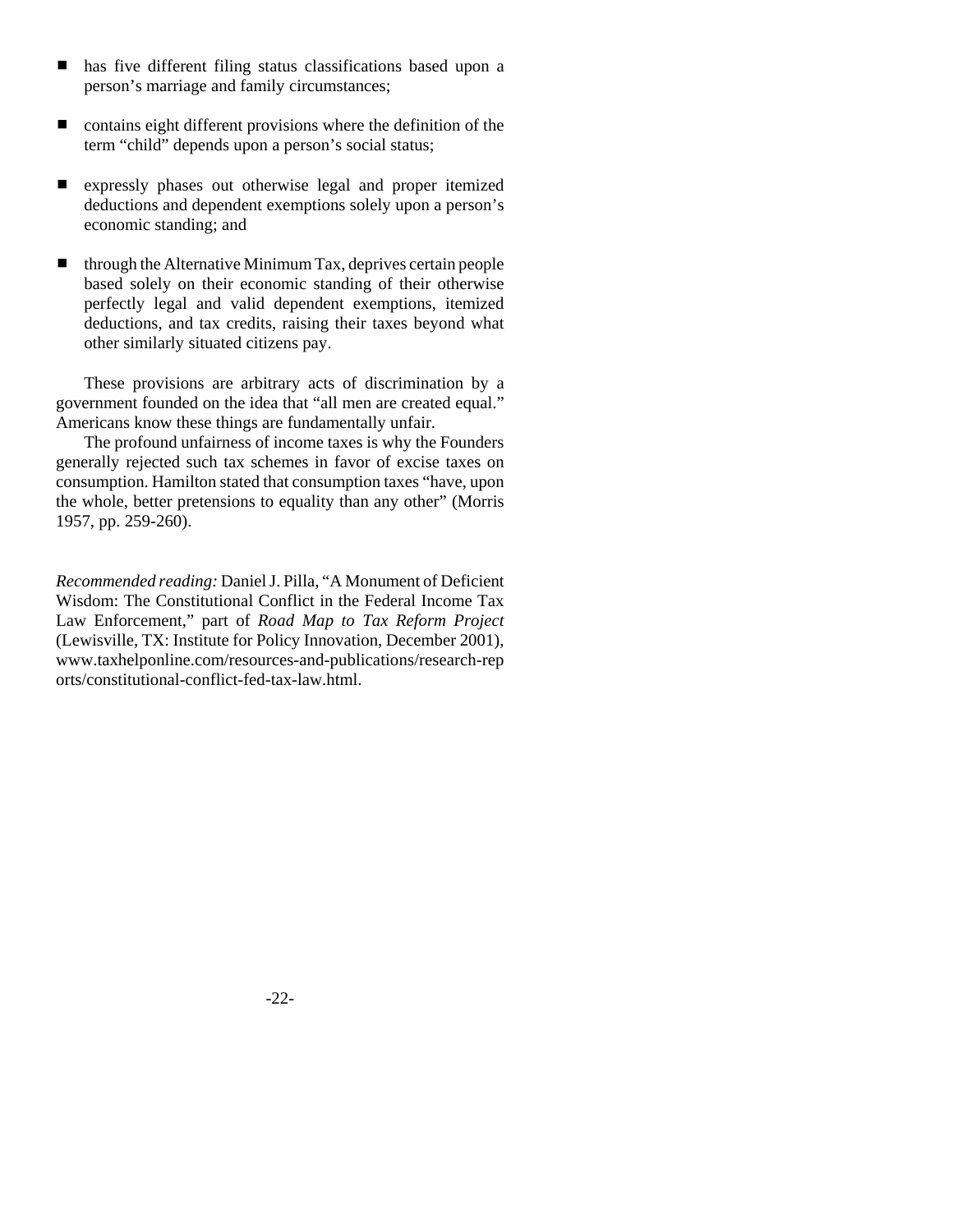- has five different filing status classifications based upon a person's marriage and family circumstances;
- contains eight different provisions where the definition of the term "child" depends upon a person's social status;
- expressly phases out otherwise legal and proper itemized deductions and dependent exemptions solely upon a person's economic standing; and
- through the Alternative Minimum Tax, deprives certain people based solely on their economic standing of their otherwise perfectly legal and valid dependent exemptions, itemized deductions, and tax credits, raising their taxes beyond what other similarly situated citizens pay.

These provisions are arbitrary acts of discrimination by a government founded on the idea that "all men are created equal." Americans know these things are fundamentally unfair.

The profound unfairness of income taxes is why the Founders generally rejected such tax schemes in favor of excise taxes on consumption. Hamilton stated that consumption taxes "have, upon the whole, better pretensions to equality than any other" (Morris 1957, pp. 259-260).

*Recommended reading:* Daniel J. Pilla, "A Monument of Deficient Wisdom: The Constitutional Conflict in the Federal Income Tax Law Enforcement," part of *Road Map to Tax Reform Project* (Lewisville, TX: Institute for Policy Innovation, December 2001), www.taxhelponline.com/resources-and-publications/research-reports/constitutional-conflict-fed-tax-law.html.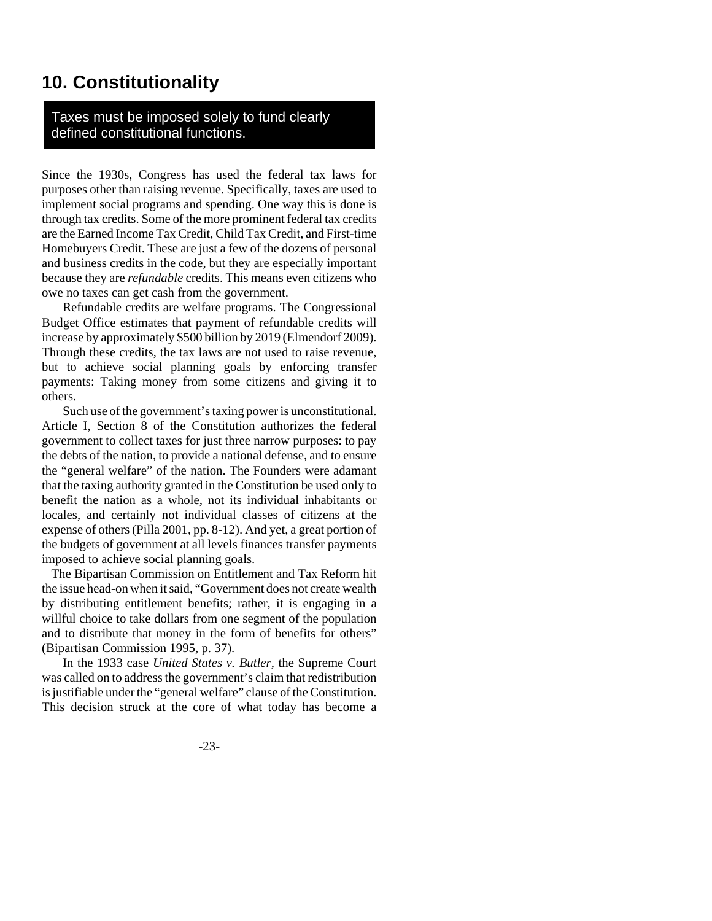## 10. Constitutionality

> Taxes must be imposed solely to fund clearly defined constitutional functions.

Since the 1930s, Congress has used the federal tax laws for purposes other than raising revenue. Specifically, taxes are used to implement social programs and spending. One way this is done is through tax credits. Some of the more prominent federal tax credits are the Earned Income Tax Credit, Child Tax Credit, and First-time Homebuyers Credit. These are just a few of the dozens of personal and business credits in the code, but they are especially important because they are *refundable* credits. This means even citizens who owe no taxes can get cash from the government.

Refundable credits are welfare programs. The Congressional Budget Office estimates that payment of refundable credits will increase by approximately $500 billion by 2019 (Elmendorf 2009). Through these credits, the tax laws are not used to raise revenue, but to achieve social planning goals by enforcing transfer payments: Taking money from some citizens and giving it to others.

Such use of the government's taxing power is unconstitutional. Article I, Section 8 of the Constitution authorizes the federal government to collect taxes for just three narrow purposes: to pay the debts of the nation, to provide a national defense, and to ensure the "general welfare" of the nation. The Founders were adamant that the taxing authority granted in the Constitution be used only to benefit the nation as a whole, not its individual inhabitants or locales, and certainly not individual classes of citizens at the expense of others (Pilla 2001, pp. 8-12). And yet, a great portion of the budgets of government at all levels finances transfer payments imposed to achieve social planning goals.

The Bipartisan Commission on Entitlement and Tax Reform hit the issue head-on when it said, "Government does not create wealth by distributing entitlement benefits; rather, it is engaging in a willful choice to take dollars from one segment of the population and to distribute that money in the form of benefits for others" (Bipartisan Commission 1995, p. 37).

In the 1933 case *United States v. Butler*, the Supreme Court was called on to address the government's claim that redistribution is justifiable under the "general welfare" clause of the Constitution. This decision struck at the core of what today has become a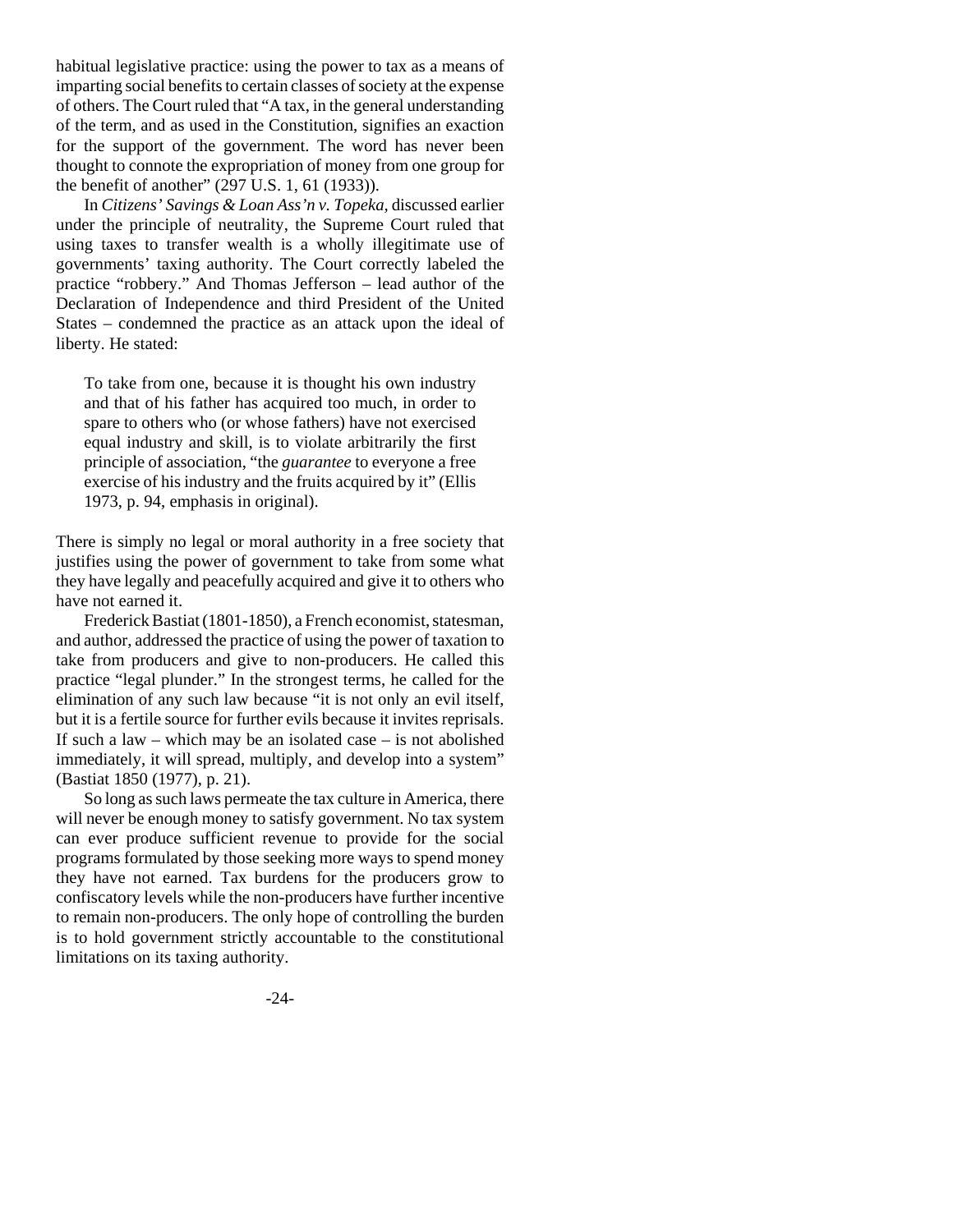habitual legislative practice: using the power to tax as a means of imparting social benefits to certain classes of society at the expense of others. The Court ruled that "A tax, in the general understanding of the term, and as used in the Constitution, signifies an exaction for the support of the government. The word has never been thought to connote the expropriation of money from one group for the benefit of another" (297 U.S. 1, 61 (1933)).

In *Citizens' Savings & Loan Ass'n v. Topeka,* discussed earlier under the principle of neutrality, the Supreme Court ruled that using taxes to transfer wealth is a wholly illegitimate use of governments' taxing authority. The Court correctly labeled the practice "robbery." And Thomas Jefferson – lead author of the Declaration of Independence and third President of the United States – condemned the practice as an attack upon the ideal of liberty. He stated:

> To take from one, because it is thought his own industry and that of his father has acquired too much, in order to spare to others who (or whose fathers) have not exercised equal industry and skill, is to violate arbitrarily the first principle of association, "the *guarantee* to everyone a free exercise of his industry and the fruits acquired by it" (Ellis 1973, p. 94, emphasis in original).

There is simply no legal or moral authority in a free society that justifies using the power of government to take from some what they have legally and peacefully acquired and give it to others who have not earned it.

Frederick Bastiat (1801-1850), a French economist, statesman, and author, addressed the practice of using the power of taxation to take from producers and give to non-producers. He called this practice "legal plunder." In the strongest terms, he called for the elimination of any such law because "it is not only an evil itself, but it is a fertile source for further evils because it invites reprisals. If such a law – which may be an isolated case – is not abolished immediately, it will spread, multiply, and develop into a system" (Bastiat 1850 (1977), p. 21).

So long as such laws permeate the tax culture in America, there will never be enough money to satisfy government. No tax system can ever produce sufficient revenue to provide for the social programs formulated by those seeking more ways to spend money they have not earned. Tax burdens for the producers grow to confiscatory levels while the non-producers have further incentive to remain non-producers. The only hope of controlling the burden is to hold government strictly accountable to the constitutional limitations on its taxing authority.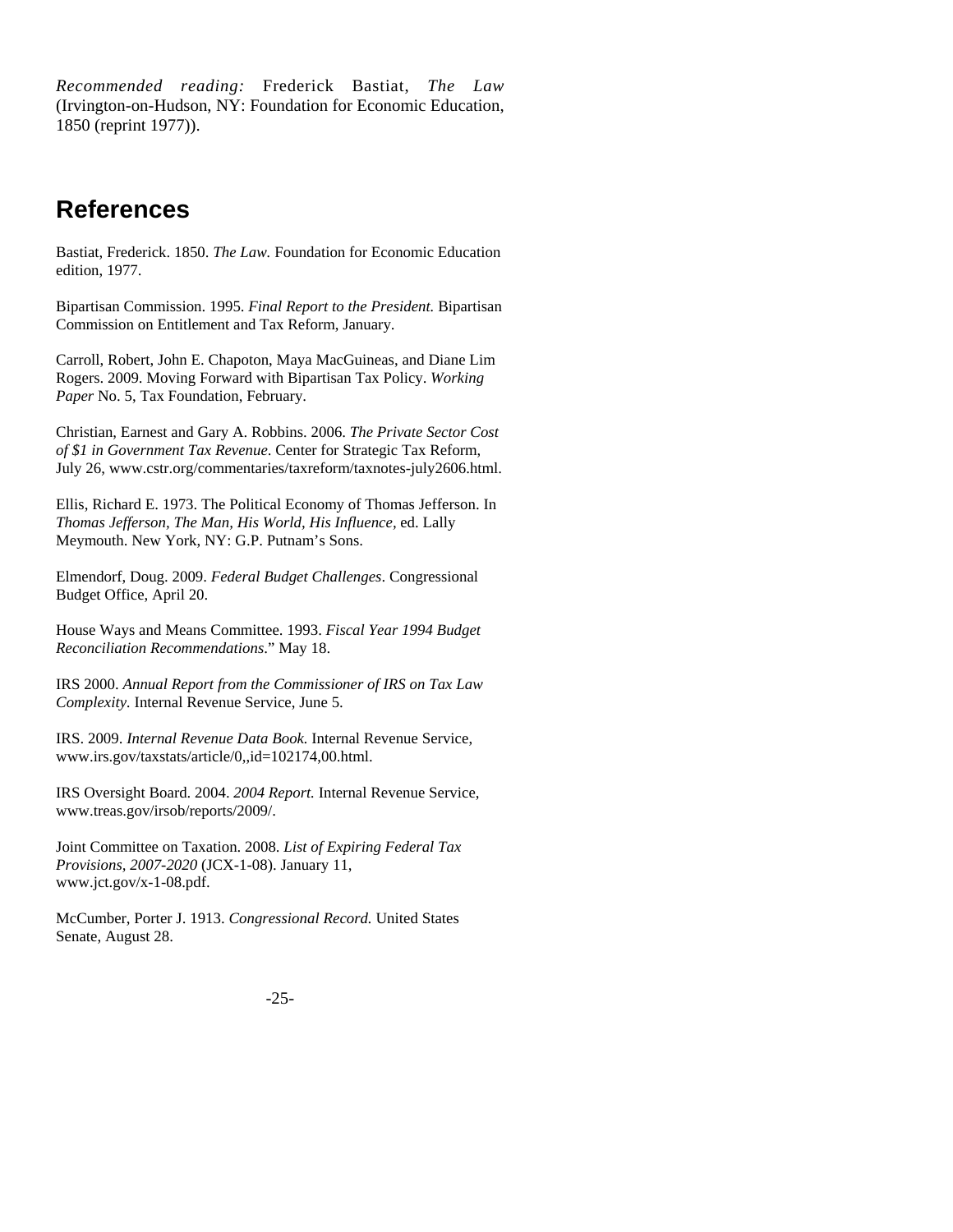*Recommended reading:* Frederick Bastiat, *The Law* (Irvington-on-Hudson, NY: Foundation for Economic Education, 1850 (reprint 1977)).

## References

Bastiat, Frederick. 1850. *The Law.* Foundation for Economic Education edition, 1977.

Bipartisan Commission. 1995. *Final Report to the President.* Bipartisan Commission on Entitlement and Tax Reform, January.

Carroll, Robert, John E. Chapoton, Maya MacGuineas, and Diane Lim Rogers. 2009. Moving Forward with Bipartisan Tax Policy. *Working Paper* No. 5, Tax Foundation, February.

Christian, Earnest and Gary A. Robbins. 2006. *The Private Sector Cost of $1 in Government Tax Revenue*. Center for Strategic Tax Reform, July 26, www.cstr.org/commentaries/taxreform/taxnotes-july2606.html.

Ellis, Richard E. 1973. The Political Economy of Thomas Jefferson. In *Thomas Jefferson, The Man, His World, His Influence*, ed. Lally Meymouth. New York, NY: G.P. Putnam's Sons.

Elmendorf, Doug. 2009. *Federal Budget Challenges*. Congressional Budget Office, April 20.

House Ways and Means Committee. 1993. *Fiscal Year 1994 Budget Reconciliation Recommendations*." May 18.

IRS 2000. *Annual Report from the Commissioner of IRS on Tax Law Complexity.* Internal Revenue Service, June 5.

IRS. 2009. *Internal Revenue Data Book.* Internal Revenue Service, www.irs.gov/taxstats/article/0,,id=102174,00.html.

IRS Oversight Board. 2004. *2004 Report.* Internal Revenue Service, www.treas.gov/irsob/reports/2009/.

Joint Committee on Taxation. 2008. *List of Expiring Federal Tax Provisions, 2007-2020* (JCX-1-08). January 11, www.jct.gov/x-1-08.pdf.

McCumber, Porter J. 1913. *Congressional Record.* United States Senate, August 28.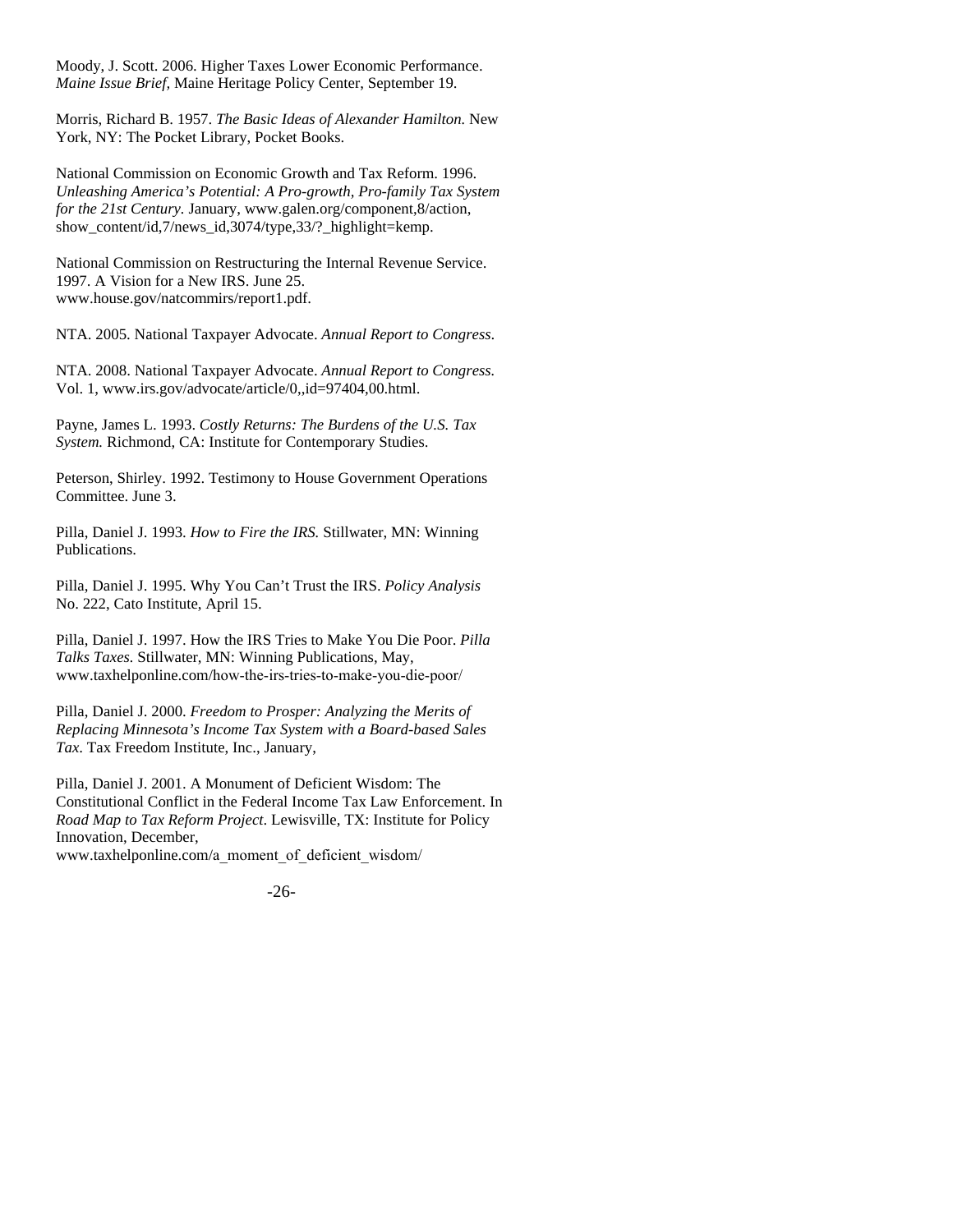Moody, J. Scott. 2006. Higher Taxes Lower Economic Performance. *Maine Issue Brief,* Maine Heritage Policy Center, September 19.

Morris, Richard B. 1957. *The Basic Ideas of Alexander Hamilton.* New York, NY: The Pocket Library, Pocket Books.

National Commission on Economic Growth and Tax Reform. 1996. *Unleashing America's Potential: A Pro-growth, Pro-family Tax System for the 21st Century.* January, www.galen.org/component,8/action, show_content/id,7/news_id,3074/type,33/?_highlight=kemp.

National Commission on Restructuring the Internal Revenue Service. 1997. A Vision for a New IRS. June 25. www.house.gov/natcommirs/report1.pdf.

NTA. 2005. National Taxpayer Advocate. *Annual Report to Congress.*

NTA. 2008. National Taxpayer Advocate. *Annual Report to Congress.* Vol. 1, www.irs.gov/advocate/article/0,,id=97404,00.html.

Payne, James L. 1993. *Costly Returns: The Burdens of the U.S. Tax System.* Richmond, CA: Institute for Contemporary Studies.

Peterson, Shirley. 1992. Testimony to House Government Operations Committee. June 3.

Pilla, Daniel J. 1993. *How to Fire the IRS.* Stillwater, MN: Winning Publications.

Pilla, Daniel J. 1995. Why You Can't Trust the IRS. *Policy Analysis* No. 222, Cato Institute, April 15.

Pilla, Daniel J. 1997. How the IRS Tries to Make You Die Poor. *Pilla Talks Taxes.* Stillwater, MN: Winning Publications, May, www.taxhelponline.com/how-the-irs-tries-to-make-you-die-poor/

Pilla, Daniel J. 2000. *Freedom to Prosper: Analyzing the Merits of Replacing Minnesota's Income Tax System with a Board-based Sales Tax*. Tax Freedom Institute, Inc., January,

Pilla, Daniel J. 2001. A Monument of Deficient Wisdom: The Constitutional Conflict in the Federal Income Tax Law Enforcement. In *Road Map to Tax Reform Project*. Lewisville, TX: Institute for Policy Innovation, December, www.taxhelponline.com/a_moment_of_deficient_wisdom/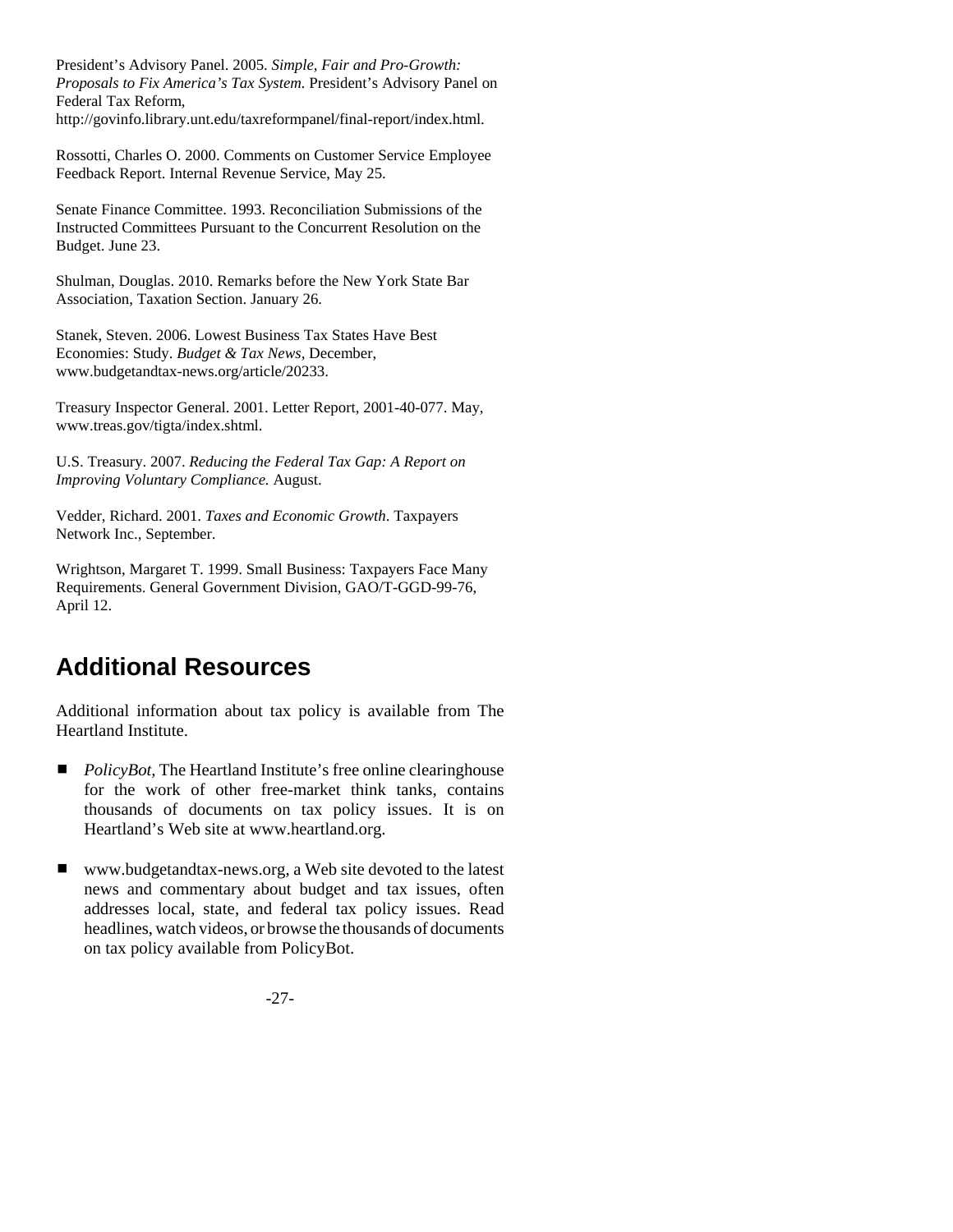President's Advisory Panel. 2005. *Simple, Fair and Pro-Growth: Proposals to Fix America's Tax System.* President's Advisory Panel on Federal Tax Reform, http://govinfo.library.unt.edu/taxreformpanel/final-report/index.html.

Rossotti, Charles O. 2000. Comments on Customer Service Employee Feedback Report. Internal Revenue Service, May 25.

Senate Finance Committee. 1993. Reconciliation Submissions of the Instructed Committees Pursuant to the Concurrent Resolution on the Budget. June 23.

Shulman, Douglas. 2010. Remarks before the New York State Bar Association, Taxation Section. January 26.

Stanek, Steven. 2006. Lowest Business Tax States Have Best Economies: Study. *Budget & Tax News,* December, www.budgetandtax-news.org/article/20233.

Treasury Inspector General. 2001. Letter Report, 2001-40-077. May, www.treas.gov/tigta/index.shtml.

U.S. Treasury. 2007. *Reducing the Federal Tax Gap: A Report on Improving Voluntary Compliance.* August.

Vedder, Richard. 2001. *Taxes and Economic Growth*. Taxpayers Network Inc., September.

Wrightson, Margaret T. 1999. Small Business: Taxpayers Face Many Requirements. General Government Division, GAO/T-GGD-99-76, April 12.

## Additional Resources

Additional information about tax policy is available from The Heartland Institute.

- *PolicyBot,* The Heartland Institute's free online clearinghouse for the work of other free-market think tanks, contains thousands of documents on tax policy issues. It is on Heartland's Web site at www.heartland.org.
- www.budgetandtax-news.org, a Web site devoted to the latest news and commentary about budget and tax issues, often addresses local, state, and federal tax policy issues. Read headlines, watch videos, or browse the thousands of documents on tax policy available from PolicyBot.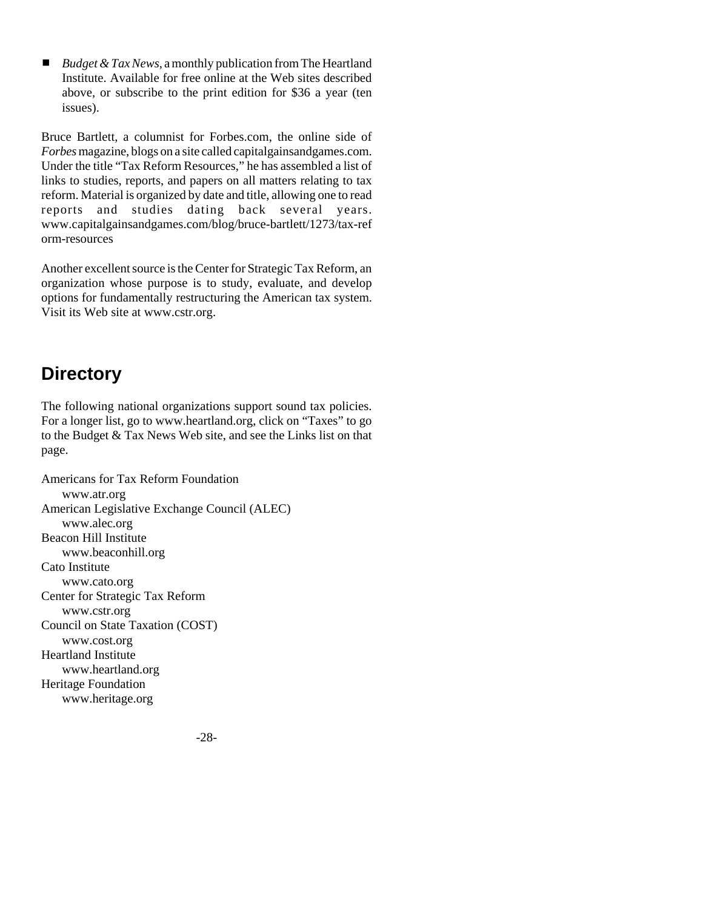- *Budget & Tax News*, a monthly publication from The Heartland Institute. Available for free online at the Web sites described above, or subscribe to the print edition for $36 a year (ten issues).

Bruce Bartlett, a columnist for Forbes.com, the online side of *Forbes* magazine, blogs on a site called capitalgainsandgames.com. Under the title "Tax Reform Resources," he has assembled a list of links to studies, reports, and papers on all matters relating to tax reform. Material is organized by date and title, allowing one to read reports and studies dating back several years. www.capitalgainsandgames.com/blog/bruce-bartlett/1273/tax-reform-resources

Another excellent source is the Center for Strategic Tax Reform, an organization whose purpose is to study, evaluate, and develop options for fundamentally restructuring the American tax system. Visit its Web site at www.cstr.org.

## Directory

The following national organizations support sound tax policies. For a longer list, go to www.heartland.org, click on "Taxes" to go to the Budget & Tax News Web site, and see the Links list on that page.

Americans for Tax Reform Foundation
   www.atr.org
American Legislative Exchange Council (ALEC)
   www.alec.org
Beacon Hill Institute
   www.beaconhill.org
Cato Institute
   www.cato.org
Center for Strategic Tax Reform
   www.cstr.org
Council on State Taxation (COST)
   www.cost.org
Heartland Institute
   www.heartland.org
Heritage Foundation
   www.heritage.org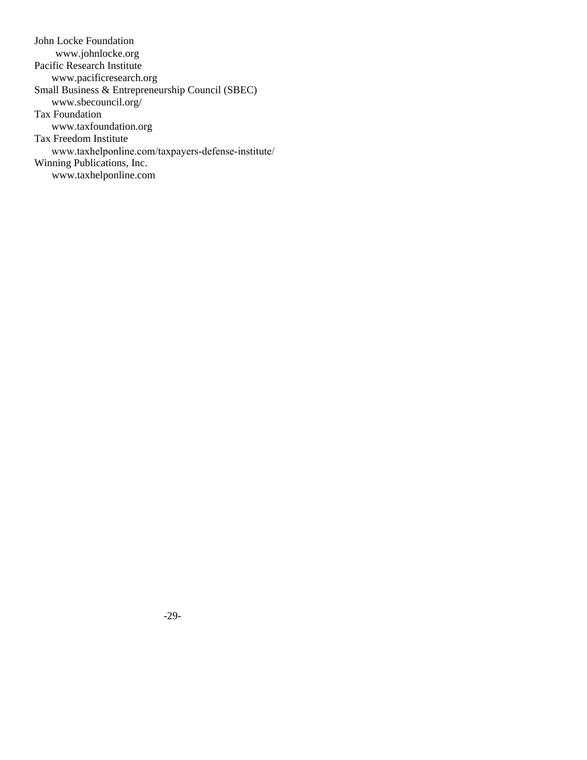John Locke Foundation
www.johnlocke.org
Pacific Research Institute
www.pacificresearch.org
Small Business & Entrepreneurship Council (SBEC)
www.sbecouncil.org/
Tax Foundation
www.taxfoundation.org
Tax Freedom Institute
www.taxhelponline.com/taxpayers-defense-institute/
Winning Publications, Inc.
www.taxhelponline.com